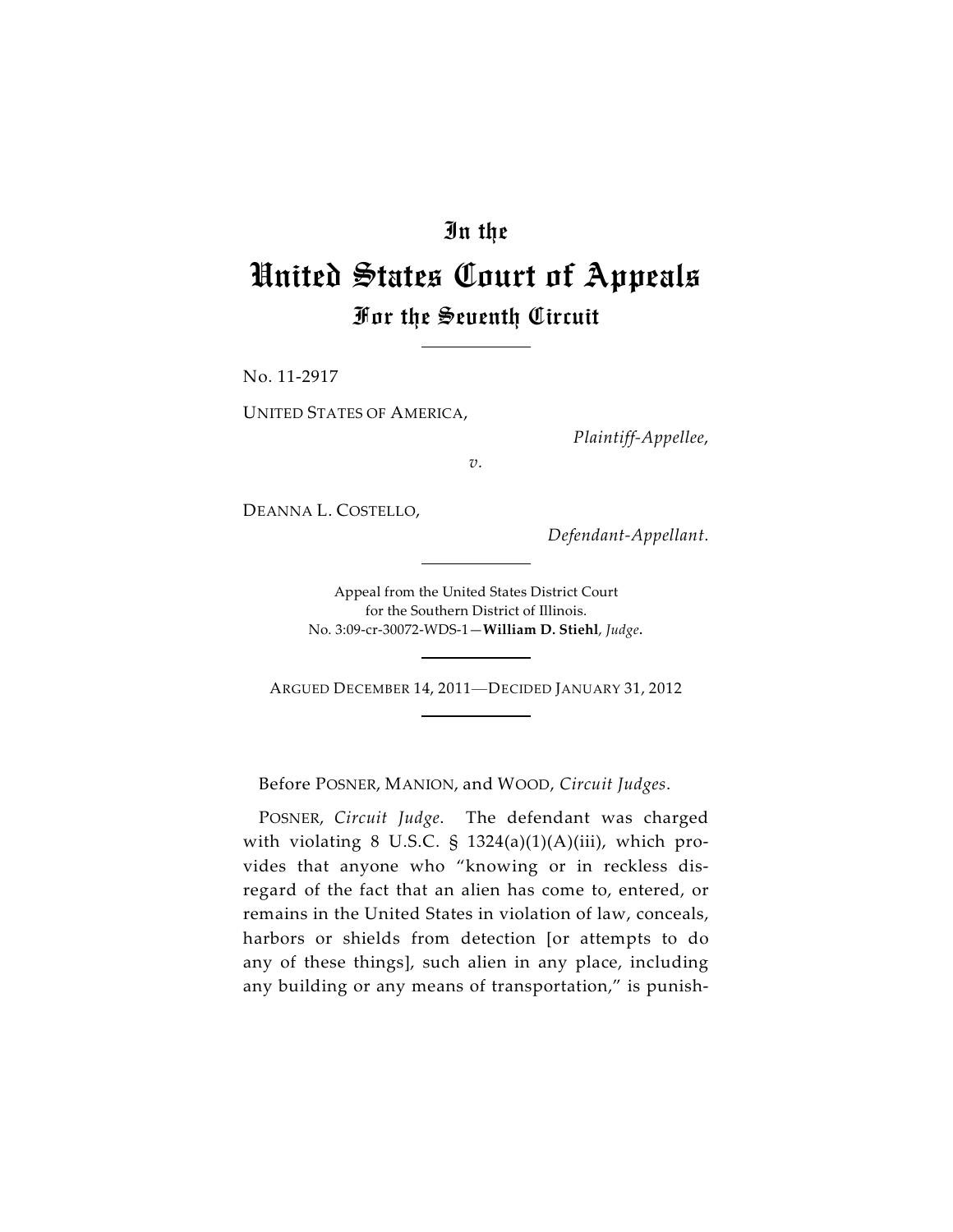# In the
# United States Court of Appeals
## For the Seventh Circuit

No. 11-2917

UNITED STATES OF AMERICA,

*Plaintiff-Appellee*,

*v.*

DEANNA L. COSTELLO,

*Defendant-Appellant*.

Appeal from the United States District Court
for the Southern District of Illinois.
No. 3:09-cr-30072-WDS-1—**William D. Stiehl**, *Judge*.

ARGUED DECEMBER 14, 2011—DECIDED JANUARY 31, 2012

Before POSNER, MANION, and WOOD, *Circuit Judges*.

POSNER, *Circuit Judge*. The defendant was charged with violating 8 U.S.C. § 1324(a)(1)(A)(iii), which provides that anyone who "knowing or in reckless disregard of the fact that an alien has come to, entered, or remains in the United States in violation of law, conceals, harbors or shields from detection [or attempts to do any of these things], such alien in any place, including any building or any means of transportation," is punish-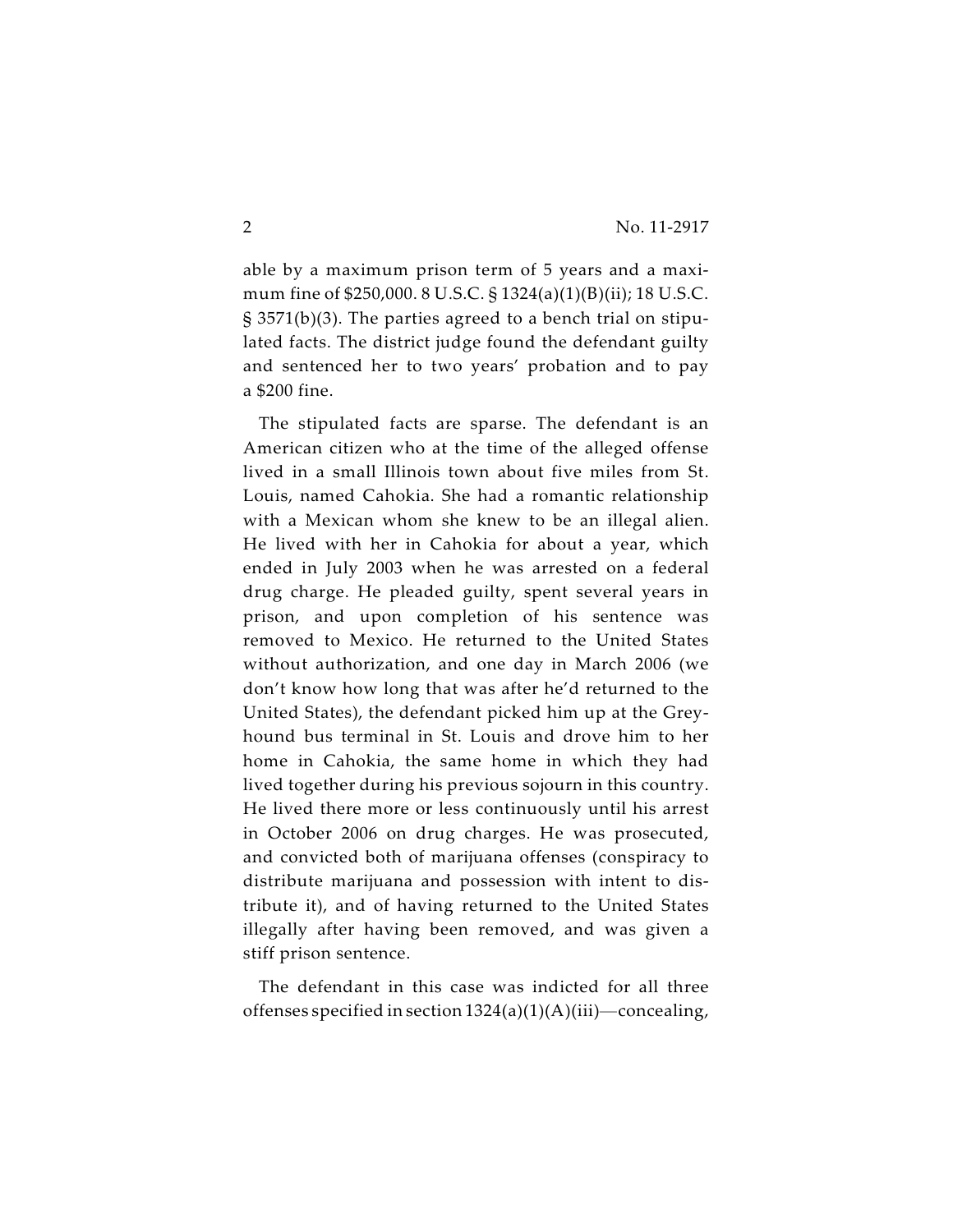able by a maximum prison term of 5 years and a maximum fine of $250,000. 8 U.S.C. § 1324(a)(1)(B)(ii); 18 U.S.C. § 3571(b)(3). The parties agreed to a bench trial on stipulated facts. The district judge found the defendant guilty and sentenced her to two years' probation and to pay a $200 fine.

The stipulated facts are sparse. The defendant is an American citizen who at the time of the alleged offense lived in a small Illinois town about five miles from St. Louis, named Cahokia. She had a romantic relationship with a Mexican whom she knew to be an illegal alien. He lived with her in Cahokia for about a year, which ended in July 2003 when he was arrested on a federal drug charge. He pleaded guilty, spent several years in prison, and upon completion of his sentence was removed to Mexico. He returned to the United States without authorization, and one day in March 2006 (we don't know how long that was after he'd returned to the United States), the defendant picked him up at the Greyhound bus terminal in St. Louis and drove him to her home in Cahokia, the same home in which they had lived together during his previous sojourn in this country. He lived there more or less continuously until his arrest in October 2006 on drug charges. He was prosecuted, and convicted both of marijuana offenses (conspiracy to distribute marijuana and possession with intent to distribute it), and of having returned to the United States illegally after having been removed, and was given a stiff prison sentence.

The defendant in this case was indicted for all three offenses specified in section 1324(a)(1)(A)(iii)—concealing,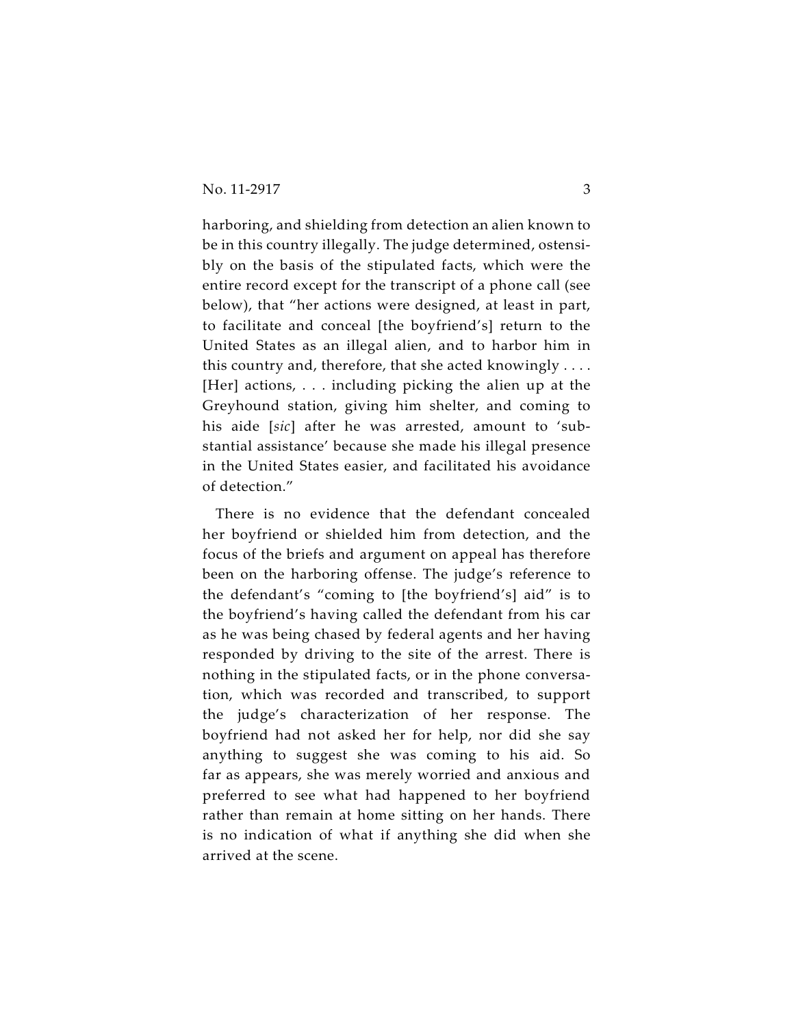harboring, and shielding from detection an alien known to be in this country illegally. The judge determined, ostensibly on the basis of the stipulated facts, which were the entire record except for the transcript of a phone call (see below), that "her actions were designed, at least in part, to facilitate and conceal [the boyfriend's] return to the United States as an illegal alien, and to harbor him in this country and, therefore, that she acted knowingly . . . . [Her] actions, . . . including picking the alien up at the Greyhound station, giving him shelter, and coming to his aide [*sic*] after he was arrested, amount to 'substantial assistance' because she made his illegal presence in the United States easier, and facilitated his avoidance of detection."

There is no evidence that the defendant concealed her boyfriend or shielded him from detection, and the focus of the briefs and argument on appeal has therefore been on the harboring offense. The judge's reference to the defendant's "coming to [the boyfriend's] aid" is to the boyfriend's having called the defendant from his car as he was being chased by federal agents and her having responded by driving to the site of the arrest. There is nothing in the stipulated facts, or in the phone conversation, which was recorded and transcribed, to support the judge's characterization of her response. The boyfriend had not asked her for help, nor did she say anything to suggest she was coming to his aid. So far as appears, she was merely worried and anxious and preferred to see what had happened to her boyfriend rather than remain at home sitting on her hands. There is no indication of what if anything she did when she arrived at the scene.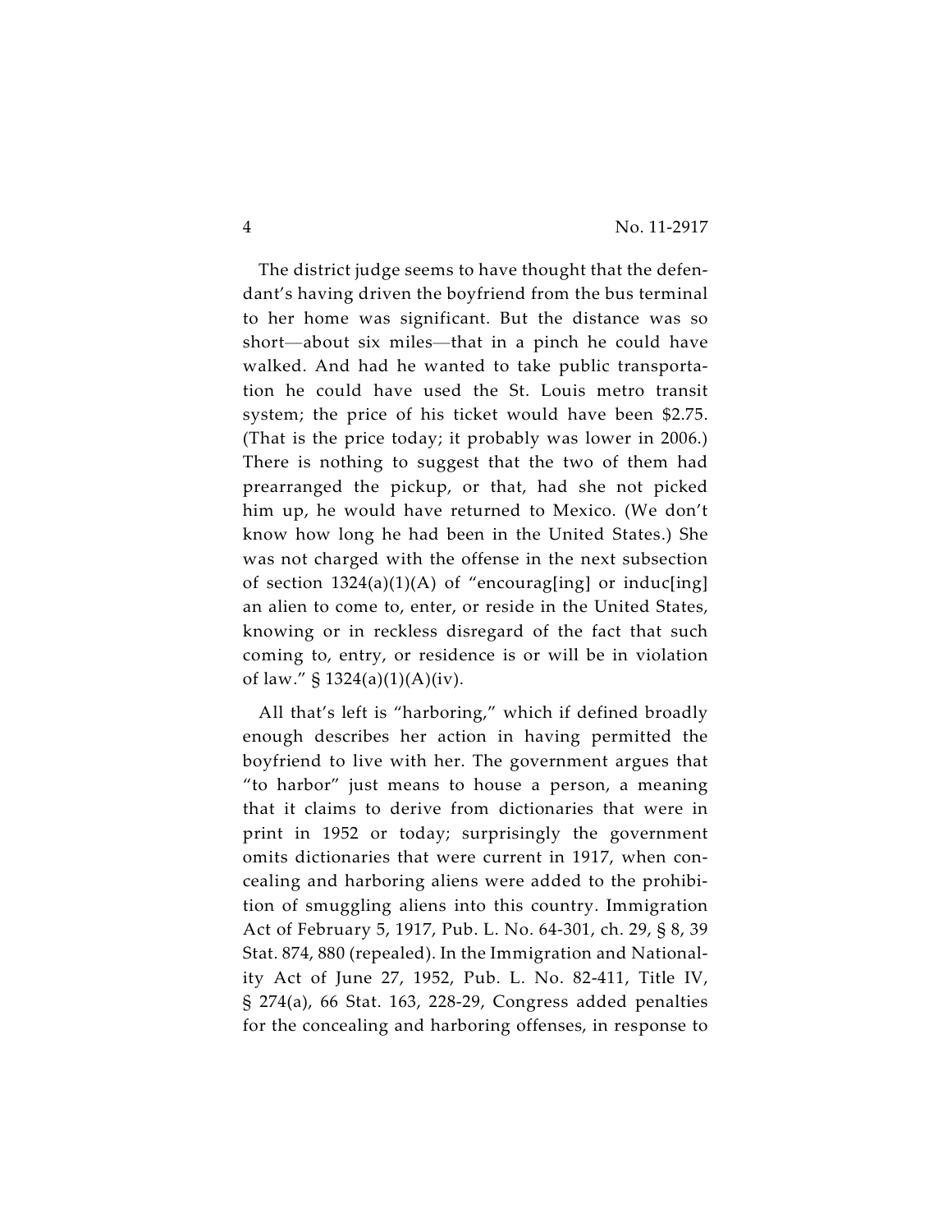The district judge seems to have thought that the defendant's having driven the boyfriend from the bus terminal to her home was significant. But the distance was so short—about six miles—that in a pinch he could have walked. And had he wanted to take public transportation he could have used the St. Louis metro transit system; the price of his ticket would have been $2.75. (That is the price today; it probably was lower in 2006.) There is nothing to suggest that the two of them had prearranged the pickup, or that, had she not picked him up, he would have returned to Mexico. (We don't know how long he had been in the United States.) She was not charged with the offense in the next subsection of section 1324(a)(1)(A) of "encourag[ing] or induc[ing] an alien to come to, enter, or reside in the United States, knowing or in reckless disregard of the fact that such coming to, entry, or residence is or will be in violation of law." § 1324(a)(1)(A)(iv).

All that's left is "harboring," which if defined broadly enough describes her action in having permitted the boyfriend to live with her. The government argues that "to harbor" just means to house a person, a meaning that it claims to derive from dictionaries that were in print in 1952 or today; surprisingly the government omits dictionaries that were current in 1917, when concealing and harboring aliens were added to the prohibition of smuggling aliens into this country. Immigration Act of February 5, 1917, Pub. L. No. 64-301, ch. 29, § 8, 39 Stat. 874, 880 (repealed). In the Immigration and Nationality Act of June 27, 1952, Pub. L. No. 82-411, Title IV, § 274(a), 66 Stat. 163, 228-29, Congress added penalties for the concealing and harboring offenses, in response to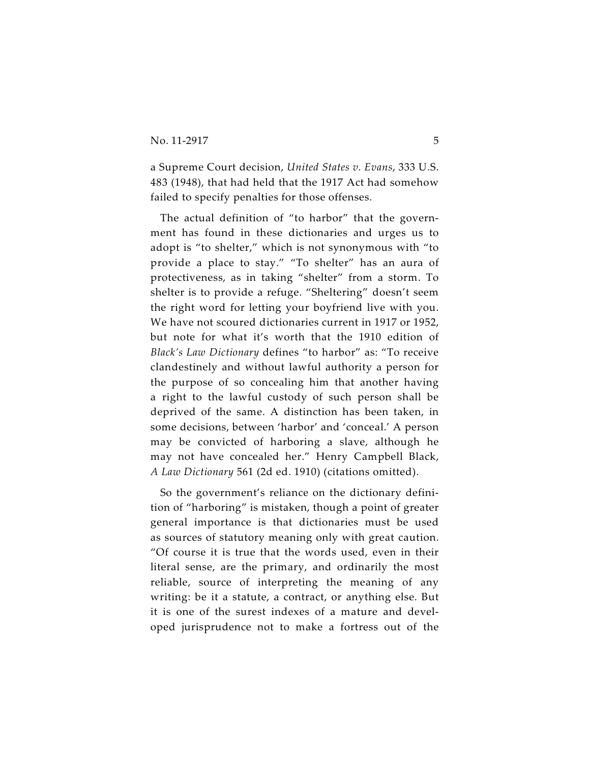a Supreme Court decision, *United States v. Evans*, 333 U.S. 483 (1948), that had held that the 1917 Act had somehow failed to specify penalties for those offenses.

The actual definition of "to harbor" that the government has found in these dictionaries and urges us to adopt is "to shelter," which is not synonymous with "to provide a place to stay." "To shelter" has an aura of protectiveness, as in taking "shelter" from a storm. To shelter is to provide a refuge. "Sheltering" doesn't seem the right word for letting your boyfriend live with you. We have not scoured dictionaries current in 1917 or 1952, but note for what it's worth that the 1910 edition of *Black's Law Dictionary* defines "to harbor" as: "To receive clandestinely and without lawful authority a person for the purpose of so concealing him that another having a right to the lawful custody of such person shall be deprived of the same. A distinction has been taken, in some decisions, between 'harbor' and 'conceal.' A person may be convicted of harboring a slave, although he may not have concealed her." Henry Campbell Black, *A Law Dictionary* 561 (2d ed. 1910) (citations omitted).

So the government's reliance on the dictionary definition of "harboring" is mistaken, though a point of greater general importance is that dictionaries must be used as sources of statutory meaning only with great caution. "Of course it is true that the words used, even in their literal sense, are the primary, and ordinarily the most reliable, source of interpreting the meaning of any writing: be it a statute, a contract, or anything else. But it is one of the surest indexes of a mature and developed jurisprudence not to make a fortress out of the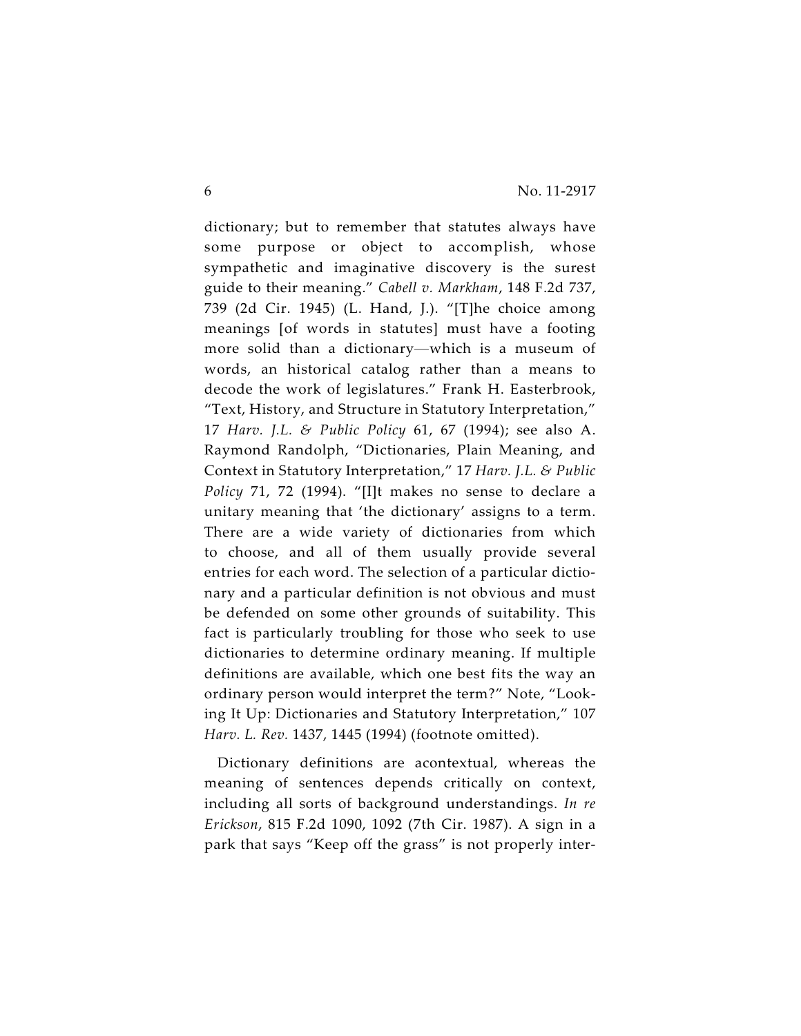dictionary; but to remember that statutes always have some purpose or object to accomplish, whose sympathetic and imaginative discovery is the surest guide to their meaning." *Cabell v. Markham*, 148 F.2d 737, 739 (2d Cir. 1945) (L. Hand, J.). "[T]he choice among meanings [of words in statutes] must have a footing more solid than a dictionary—which is a museum of words, an historical catalog rather than a means to decode the work of legislatures." Frank H. Easterbrook, "Text, History, and Structure in Statutory Interpretation," 17 *Harv. J.L. & Public Policy* 61, 67 (1994); see also A. Raymond Randolph, "Dictionaries, Plain Meaning, and Context in Statutory Interpretation," 17 *Harv. J.L. & Public Policy* 71, 72 (1994). "[I]t makes no sense to declare a unitary meaning that 'the dictionary' assigns to a term. There are a wide variety of dictionaries from which to choose, and all of them usually provide several entries for each word. The selection of a particular dictionary and a particular definition is not obvious and must be defended on some other grounds of suitability. This fact is particularly troubling for those who seek to use dictionaries to determine ordinary meaning. If multiple definitions are available, which one best fits the way an ordinary person would interpret the term?" Note, "Looking It Up: Dictionaries and Statutory Interpretation," 107 *Harv. L. Rev.* 1437, 1445 (1994) (footnote omitted).

Dictionary definitions are acontextual, whereas the meaning of sentences depends critically on context, including all sorts of background understandings. *In re Erickson*, 815 F.2d 1090, 1092 (7th Cir. 1987). A sign in a park that says "Keep off the grass" is not properly inter-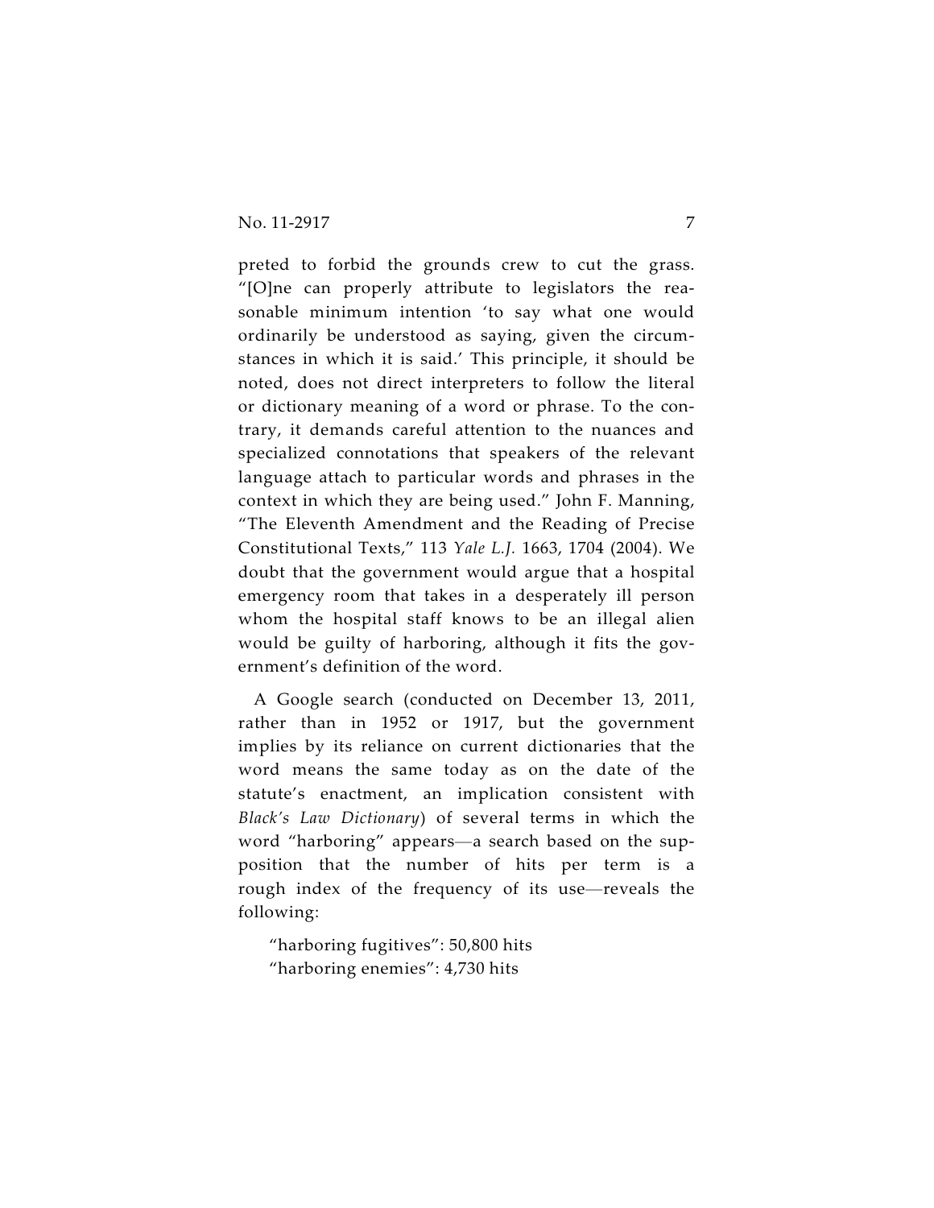preted to forbid the grounds crew to cut the grass. "[O]ne can properly attribute to legislators the reasonable minimum intention 'to say what one would ordinarily be understood as saying, given the circumstances in which it is said.' This principle, it should be noted, does not direct interpreters to follow the literal or dictionary meaning of a word or phrase. To the contrary, it demands careful attention to the nuances and specialized connotations that speakers of the relevant language attach to particular words and phrases in the context in which they are being used." John F. Manning, "The Eleventh Amendment and the Reading of Precise Constitutional Texts," 113 *Yale L.J.* 1663, 1704 (2004). We doubt that the government would argue that a hospital emergency room that takes in a desperately ill person whom the hospital staff knows to be an illegal alien would be guilty of harboring, although it fits the government's definition of the word.

A Google search (conducted on December 13, 2011, rather than in 1952 or 1917, but the government implies by its reliance on current dictionaries that the word means the same today as on the date of the statute's enactment, an implication consistent with *Black's Law Dictionary*) of several terms in which the word "harboring" appears—a search based on the supposition that the number of hits per term is a rough index of the frequency of its use—reveals the following:

"harboring fugitives": 50,800 hits
"harboring enemies": 4,730 hits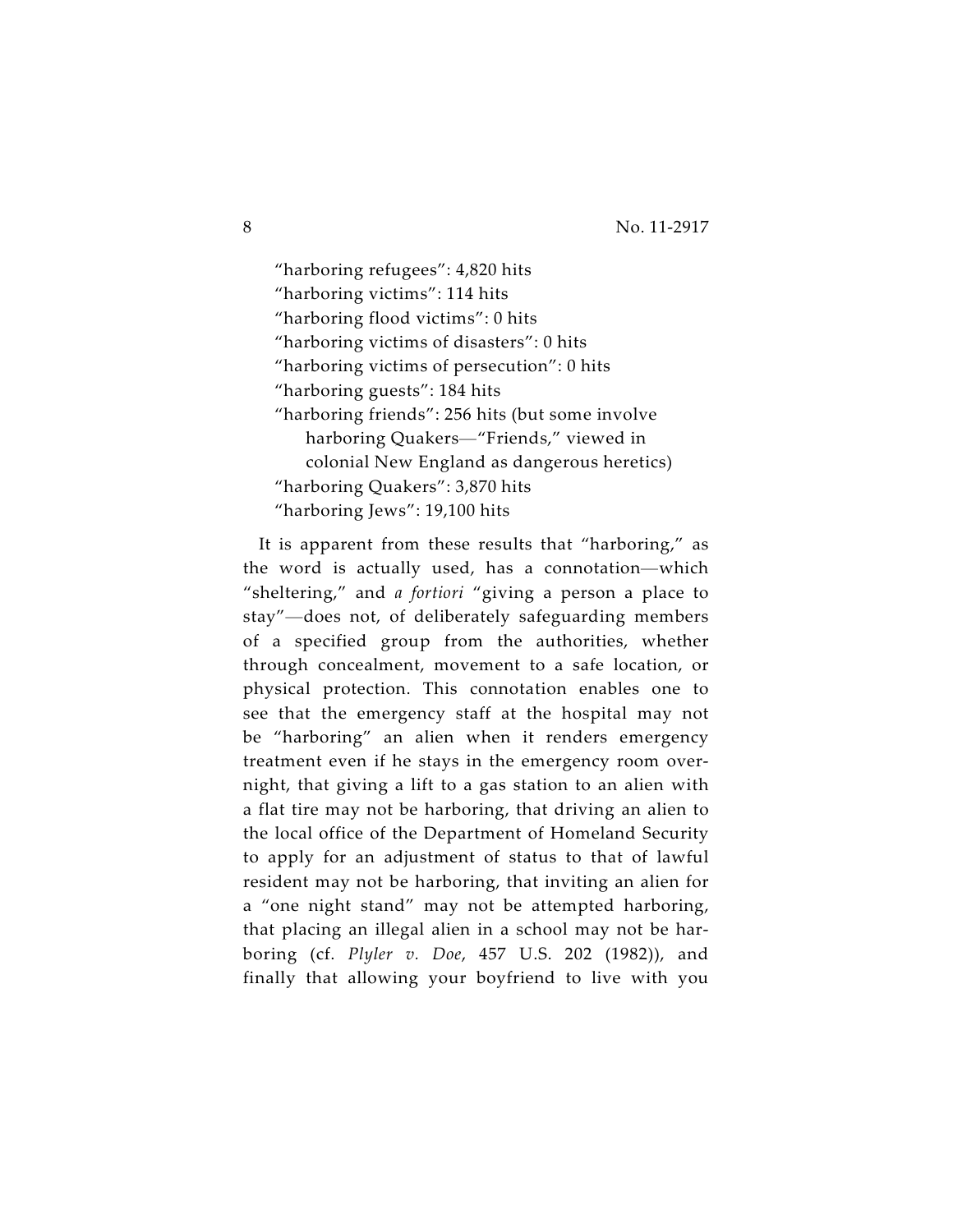"harboring refugees": 4,820 hits
"harboring victims": 114 hits
"harboring flood victims": 0 hits
"harboring victims of disasters": 0 hits
"harboring victims of persecution": 0 hits
"harboring guests": 184 hits
"harboring friends": 256 hits (but some involve harboring Quakers—"Friends," viewed in colonial New England as dangerous heretics)
"harboring Quakers": 3,870 hits
"harboring Jews": 19,100 hits

It is apparent from these results that "harboring," as the word is actually used, has a connotation—which "sheltering," and *a fortiori* "giving a person a place to stay"—does not, of deliberately safeguarding members of a specified group from the authorities, whether through concealment, movement to a safe location, or physical protection. This connotation enables one to see that the emergency staff at the hospital may not be "harboring" an alien when it renders emergency treatment even if he stays in the emergency room overnight, that giving a lift to a gas station to an alien with a flat tire may not be harboring, that driving an alien to the local office of the Department of Homeland Security to apply for an adjustment of status to that of lawful resident may not be harboring, that inviting an alien for a "one night stand" may not be attempted harboring, that placing an illegal alien in a school may not be harboring (cf. *Plyler v. Doe*, 457 U.S. 202 (1982)), and finally that allowing your boyfriend to live with you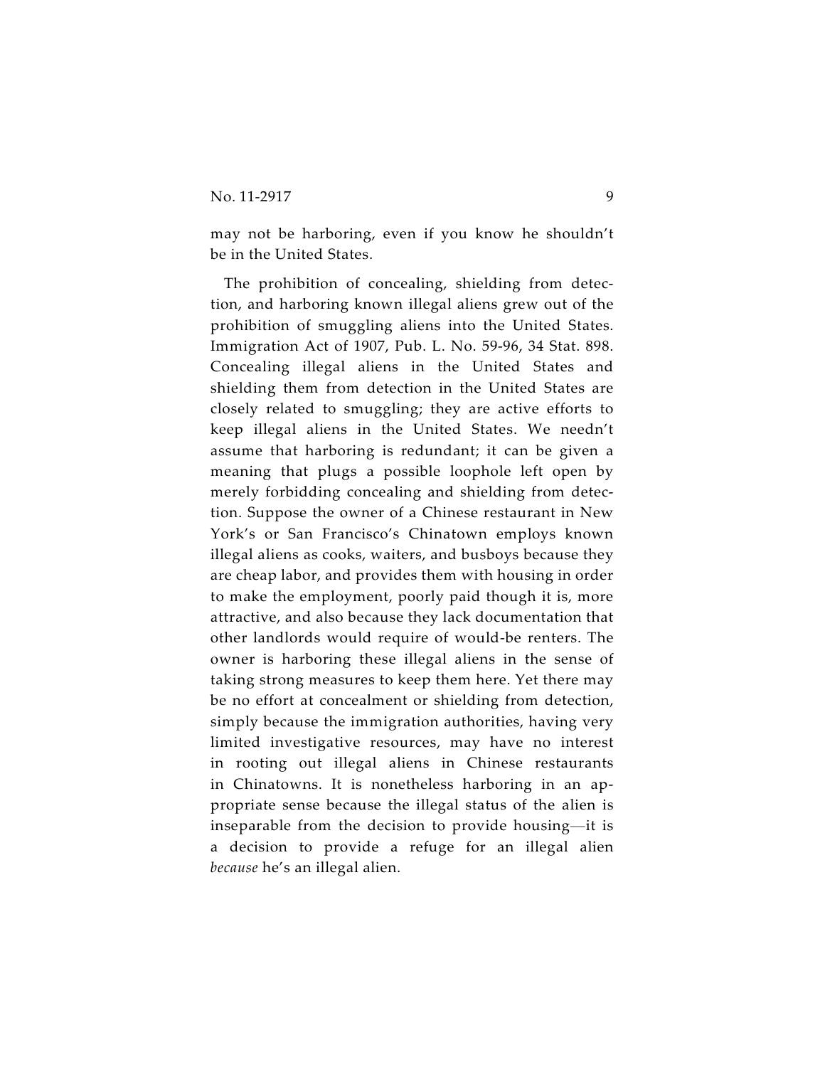may not be harboring, even if you know he shouldn't be in the United States.

The prohibition of concealing, shielding from detection, and harboring known illegal aliens grew out of the prohibition of smuggling aliens into the United States. Immigration Act of 1907, Pub. L. No. 59-96, 34 Stat. 898. Concealing illegal aliens in the United States and shielding them from detection in the United States are closely related to smuggling; they are active efforts to keep illegal aliens in the United States. We needn't assume that harboring is redundant; it can be given a meaning that plugs a possible loophole left open by merely forbidding concealing and shielding from detection. Suppose the owner of a Chinese restaurant in New York's or San Francisco's Chinatown employs known illegal aliens as cooks, waiters, and busboys because they are cheap labor, and provides them with housing in order to make the employment, poorly paid though it is, more attractive, and also because they lack documentation that other landlords would require of would-be renters. The owner is harboring these illegal aliens in the sense of taking strong measures to keep them here. Yet there may be no effort at concealment or shielding from detection, simply because the immigration authorities, having very limited investigative resources, may have no interest in rooting out illegal aliens in Chinese restaurants in Chinatowns. It is nonetheless harboring in an appropriate sense because the illegal status of the alien is inseparable from the decision to provide housing—it is a decision to provide a refuge for an illegal alien *because* he's an illegal alien.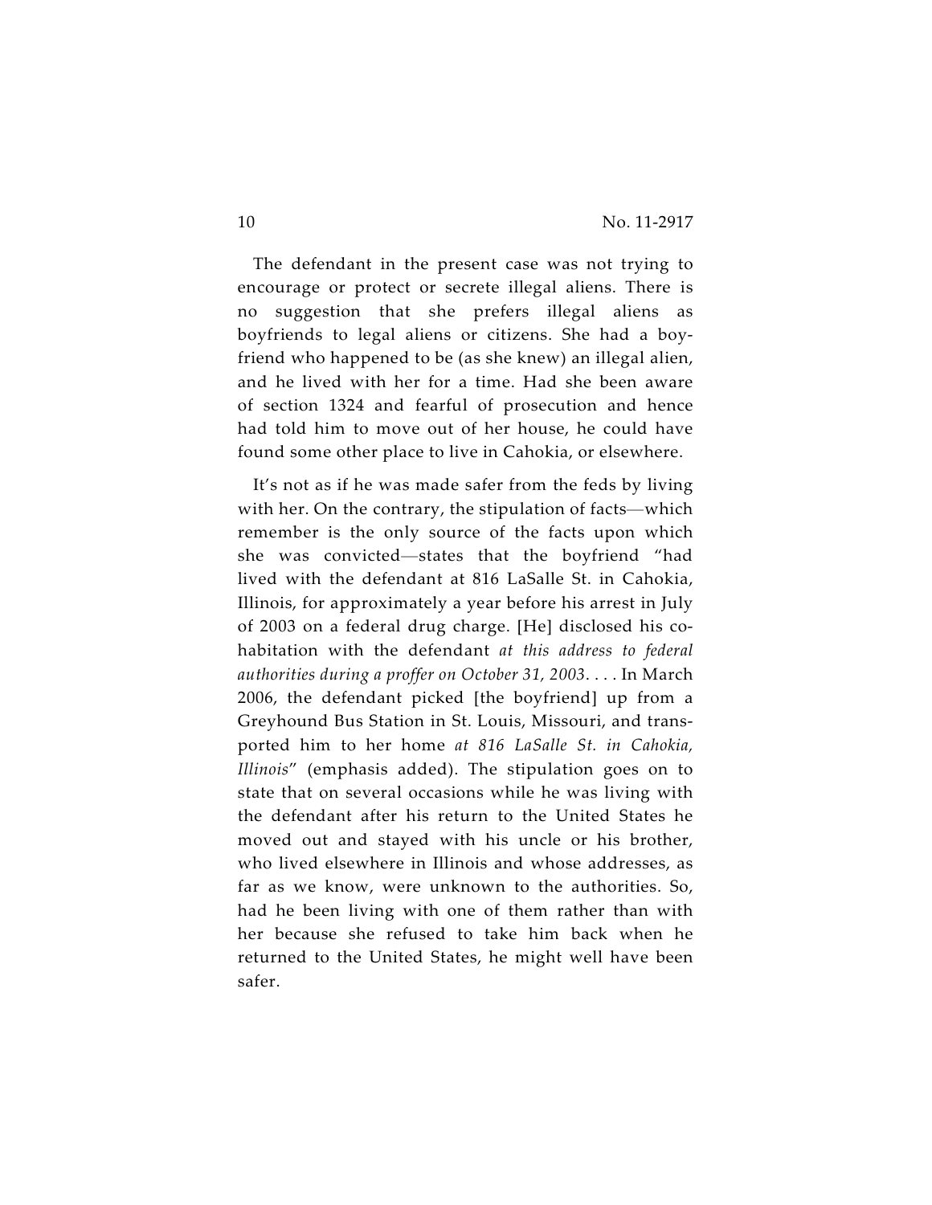The defendant in the present case was not trying to encourage or protect or secrete illegal aliens. There is no suggestion that she prefers illegal aliens as boyfriends to legal aliens or citizens. She had a boyfriend who happened to be (as she knew) an illegal alien, and he lived with her for a time. Had she been aware of section 1324 and fearful of prosecution and hence had told him to move out of her house, he could have found some other place to live in Cahokia, or elsewhere.

It's not as if he was made safer from the feds by living with her. On the contrary, the stipulation of facts—which remember is the only source of the facts upon which she was convicted—states that the boyfriend "had lived with the defendant at 816 LaSalle St. in Cahokia, Illinois, for approximately a year before his arrest in July of 2003 on a federal drug charge. [He] disclosed his cohabitation with the defendant *at this address to federal authorities during a proffer on October 31, 2003*. . . . In March 2006, the defendant picked [the boyfriend] up from a Greyhound Bus Station in St. Louis, Missouri, and transported him to her home *at 816 LaSalle St. in Cahokia, Illinois*" (emphasis added). The stipulation goes on to state that on several occasions while he was living with the defendant after his return to the United States he moved out and stayed with his uncle or his brother, who lived elsewhere in Illinois and whose addresses, as far as we know, were unknown to the authorities. So, had he been living with one of them rather than with her because she refused to take him back when he returned to the United States, he might well have been safer.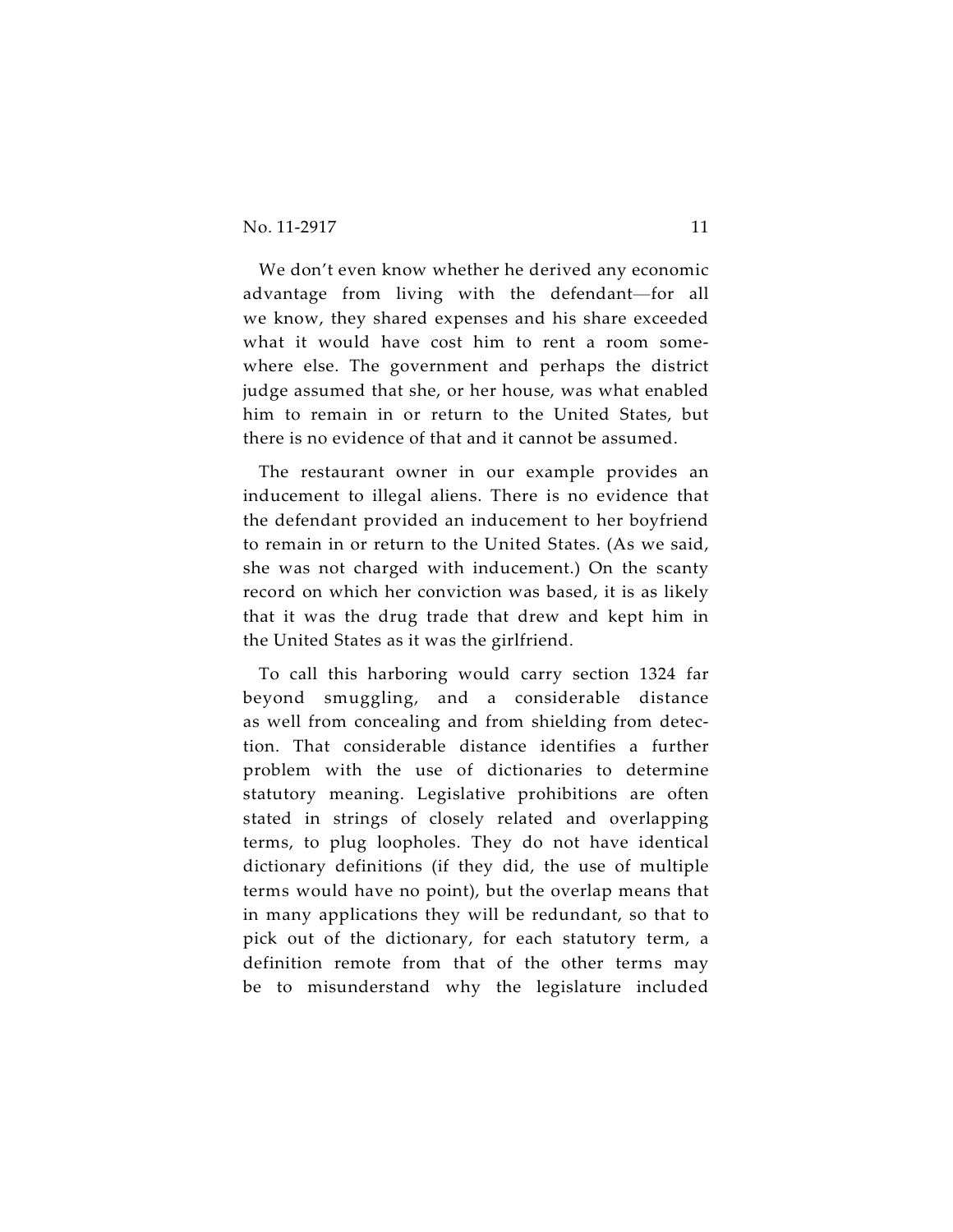We don't even know whether he derived any economic advantage from living with the defendant—for all we know, they shared expenses and his share exceeded what it would have cost him to rent a room somewhere else. The government and perhaps the district judge assumed that she, or her house, was what enabled him to remain in or return to the United States, but there is no evidence of that and it cannot be assumed.

The restaurant owner in our example provides an inducement to illegal aliens. There is no evidence that the defendant provided an inducement to her boyfriend to remain in or return to the United States. (As we said, she was not charged with inducement.) On the scanty record on which her conviction was based, it is as likely that it was the drug trade that drew and kept him in the United States as it was the girlfriend.

To call this harboring would carry section 1324 far beyond smuggling, and a considerable distance as well from concealing and from shielding from detection. That considerable distance identifies a further problem with the use of dictionaries to determine statutory meaning. Legislative prohibitions are often stated in strings of closely related and overlapping terms, to plug loopholes. They do not have identical dictionary definitions (if they did, the use of multiple terms would have no point), but the overlap means that in many applications they will be redundant, so that to pick out of the dictionary, for each statutory term, a definition remote from that of the other terms may be to misunderstand why the legislature included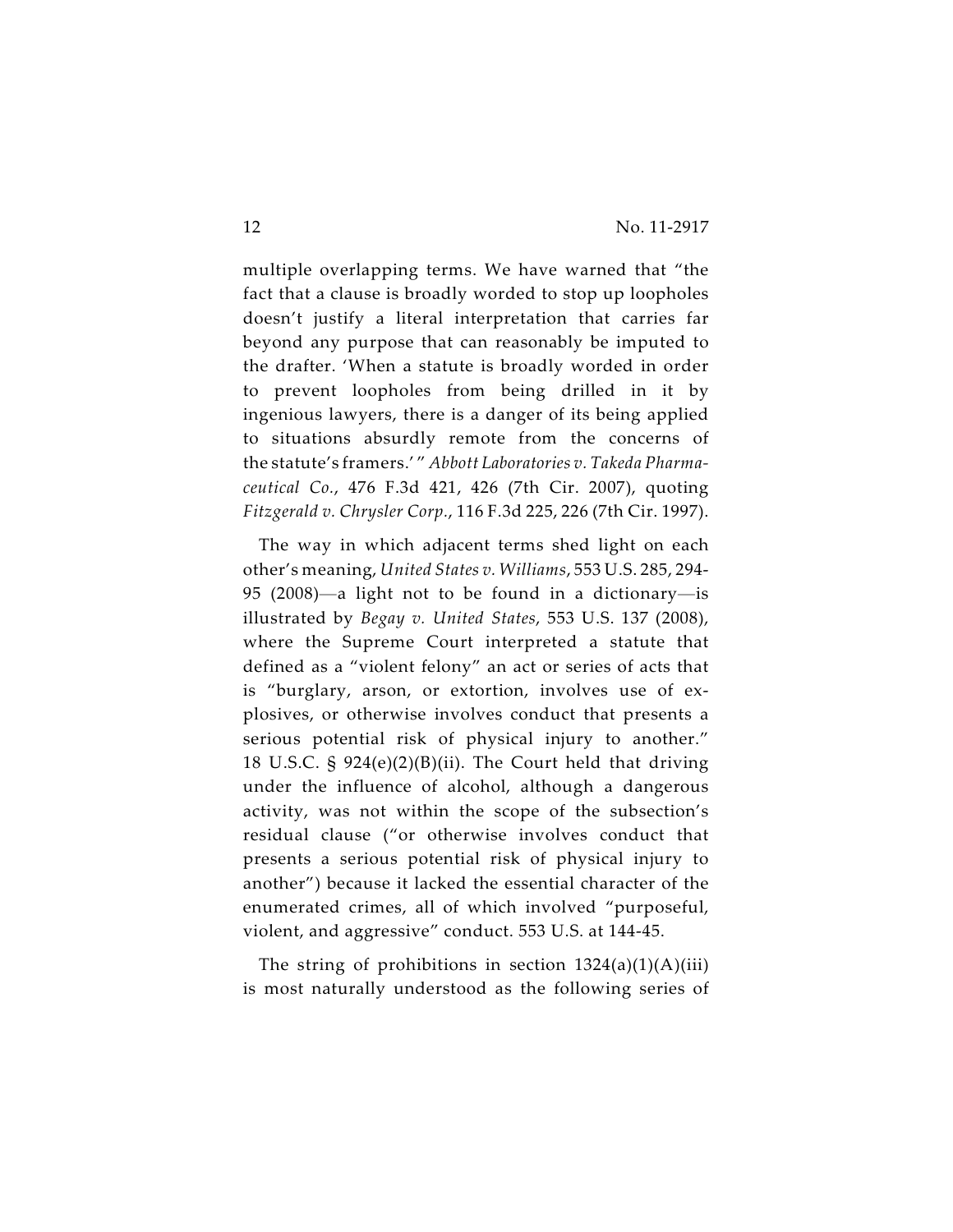multiple overlapping terms. We have warned that "the fact that a clause is broadly worded to stop up loopholes doesn't justify a literal interpretation that carries far beyond any purpose that can reasonably be imputed to the drafter. 'When a statute is broadly worded in order to prevent loopholes from being drilled in it by ingenious lawyers, there is a danger of its being applied to situations absurdly remote from the concerns of the statute's framers.' " *Abbott Laboratories v. Takeda Pharmaceutical Co.*, 476 F.3d 421, 426 (7th Cir. 2007), quoting *Fitzgerald v. Chrysler Corp.*, 116 F.3d 225, 226 (7th Cir. 1997).

The way in which adjacent terms shed light on each other's meaning, *United States v. Williams*, 553 U.S. 285, 294-95 (2008)—a light not to be found in a dictionary—is illustrated by *Begay v. United States*, 553 U.S. 137 (2008), where the Supreme Court interpreted a statute that defined as a "violent felony" an act or series of acts that is "burglary, arson, or extortion, involves use of explosives, or otherwise involves conduct that presents a serious potential risk of physical injury to another." 18 U.S.C. § 924(e)(2)(B)(ii). The Court held that driving under the influence of alcohol, although a dangerous activity, was not within the scope of the subsection's residual clause ("or otherwise involves conduct that presents a serious potential risk of physical injury to another") because it lacked the essential character of the enumerated crimes, all of which involved "purposeful, violent, and aggressive" conduct. 553 U.S. at 144-45.

The string of prohibitions in section 1324(a)(1)(A)(iii) is most naturally understood as the following series of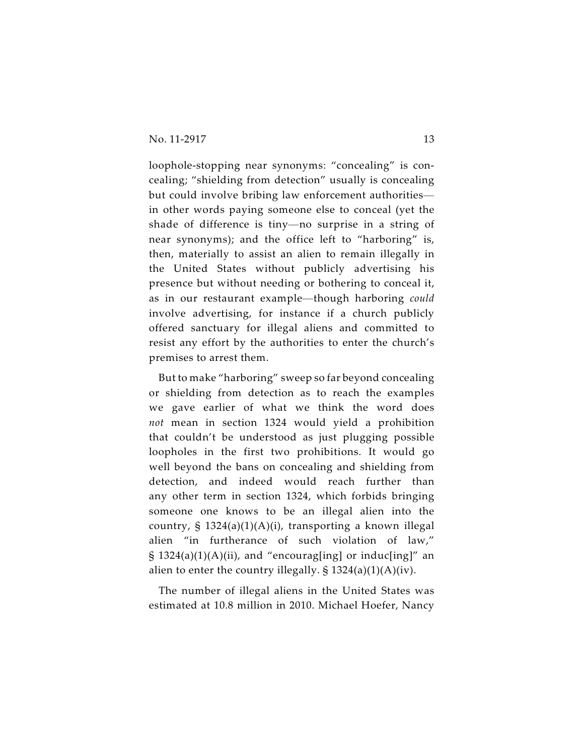loophole-stopping near synonyms: "concealing" is concealing; "shielding from detection" usually is concealing but could involve bribing law enforcement authorities—in other words paying someone else to conceal (yet the shade of difference is tiny—no surprise in a string of near synonyms); and the office left to "harboring" is, then, materially to assist an alien to remain illegally in the United States without publicly advertising his presence but without needing or bothering to conceal it, as in our restaurant example—though harboring *could* involve advertising, for instance if a church publicly offered sanctuary for illegal aliens and committed to resist any effort by the authorities to enter the church's premises to arrest them.

But to make "harboring" sweep so far beyond concealing or shielding from detection as to reach the examples we gave earlier of what we think the word does *not* mean in section 1324 would yield a prohibition that couldn't be understood as just plugging possible loopholes in the first two prohibitions. It would go well beyond the bans on concealing and shielding from detection, and indeed would reach further than any other term in section 1324, which forbids bringing someone one knows to be an illegal alien into the country, § 1324(a)(1)(A)(i), transporting a known illegal alien "in furtherance of such violation of law," § 1324(a)(1)(A)(ii), and "encourag[ing] or induc[ing]" an alien to enter the country illegally. § 1324(a)(1)(A)(iv).

The number of illegal aliens in the United States was estimated at 10.8 million in 2010. Michael Hoefer, Nancy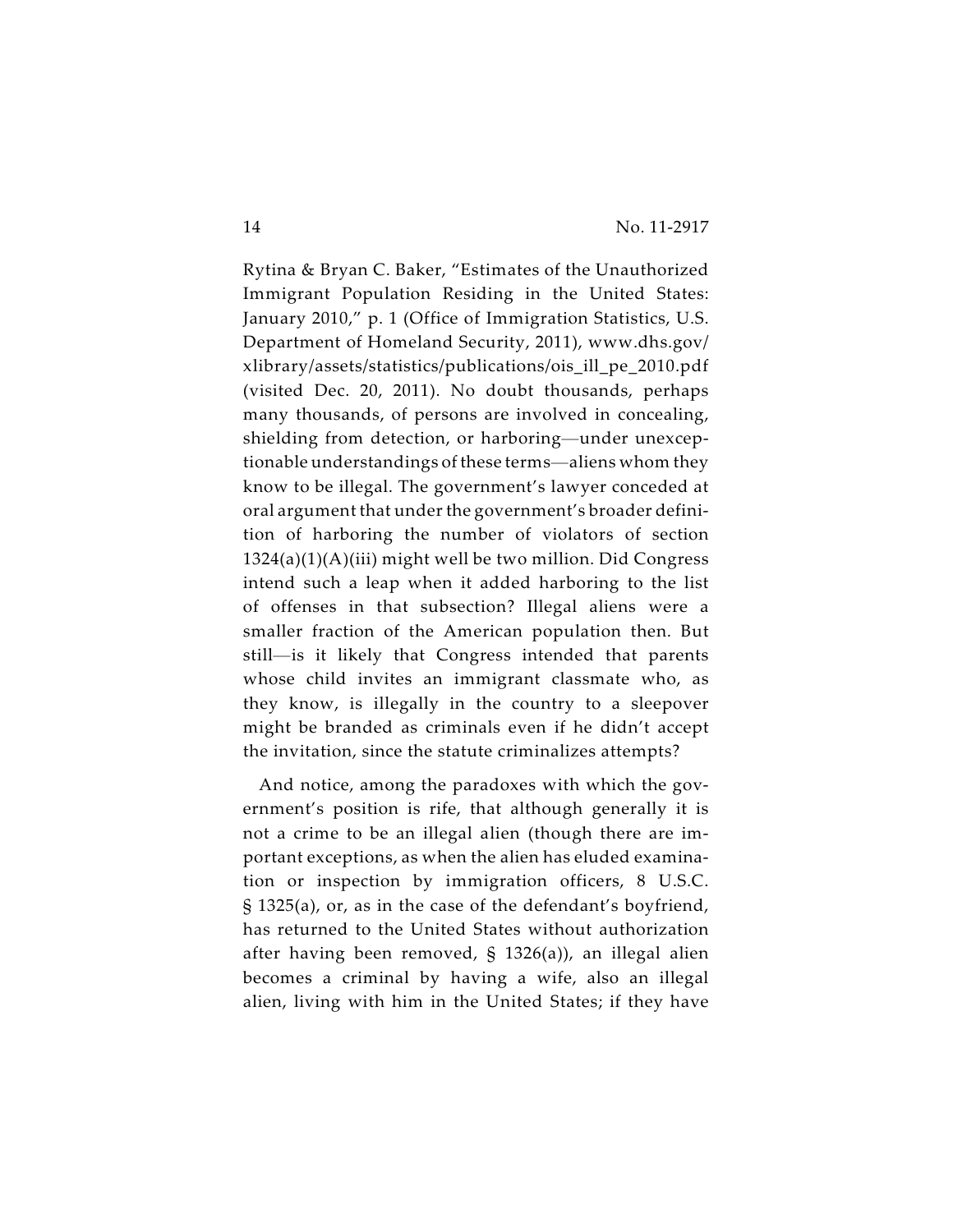Rytina & Bryan C. Baker, "Estimates of the Unauthorized Immigrant Population Residing in the United States: January 2010," p. 1 (Office of Immigration Statistics, U.S. Department of Homeland Security, 2011), www.dhs.gov/xlibrary/assets/statistics/publications/ois_ill_pe_2010.pdf (visited Dec. 20, 2011). No doubt thousands, perhaps many thousands, of persons are involved in concealing, shielding from detection, or harboring—under unexceptionable understandings of these terms—aliens whom they know to be illegal. The government's lawyer conceded at oral argument that under the government's broader definition of harboring the number of violators of section 1324(a)(1)(A)(iii) might well be two million. Did Congress intend such a leap when it added harboring to the list of offenses in that subsection? Illegal aliens were a smaller fraction of the American population then. But still—is it likely that Congress intended that parents whose child invites an immigrant classmate who, as they know, is illegally in the country to a sleepover might be branded as criminals even if he didn't accept the invitation, since the statute criminalizes attempts?

And notice, among the paradoxes with which the government's position is rife, that although generally it is not a crime to be an illegal alien (though there are important exceptions, as when the alien has eluded examination or inspection by immigration officers, 8 U.S.C. § 1325(a), or, as in the case of the defendant's boyfriend, has returned to the United States without authorization after having been removed, § 1326(a)), an illegal alien becomes a criminal by having a wife, also an illegal alien, living with him in the United States; if they have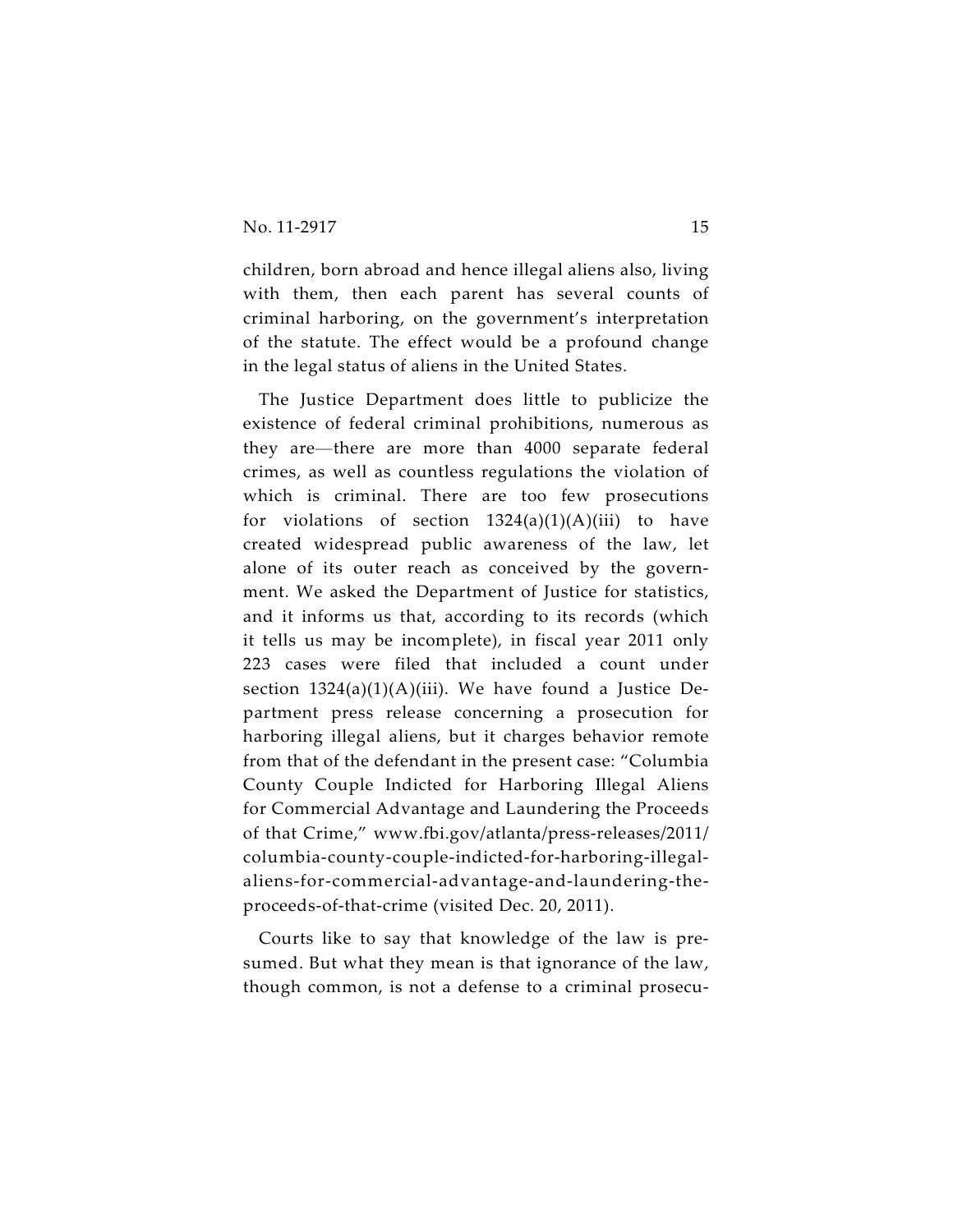children, born abroad and hence illegal aliens also, living with them, then each parent has several counts of criminal harboring, on the government's interpretation of the statute. The effect would be a profound change in the legal status of aliens in the United States.

The Justice Department does little to publicize the existence of federal criminal prohibitions, numerous as they are—there are more than 4000 separate federal crimes, as well as countless regulations the violation of which is criminal. There are too few prosecutions for violations of section 1324(a)(1)(A)(iii) to have created widespread public awareness of the law, let alone of its outer reach as conceived by the government. We asked the Department of Justice for statistics, and it informs us that, according to its records (which it tells us may be incomplete), in fiscal year 2011 only 223 cases were filed that included a count under section 1324(a)(1)(A)(iii). We have found a Justice Department press release concerning a prosecution for harboring illegal aliens, but it charges behavior remote from that of the defendant in the present case: "Columbia County Couple Indicted for Harboring Illegal Aliens for Commercial Advantage and Laundering the Proceeds of that Crime," www.fbi.gov/atlanta/press-releases/2011/columbia-county-couple-indicted-for-harboring-illegal-aliens-for-commercial-advantage-and-laundering-the-proceeds-of-that-crime (visited Dec. 20, 2011).

Courts like to say that knowledge of the law is presumed. But what they mean is that ignorance of the law, though common, is not a defense to a criminal prosecu-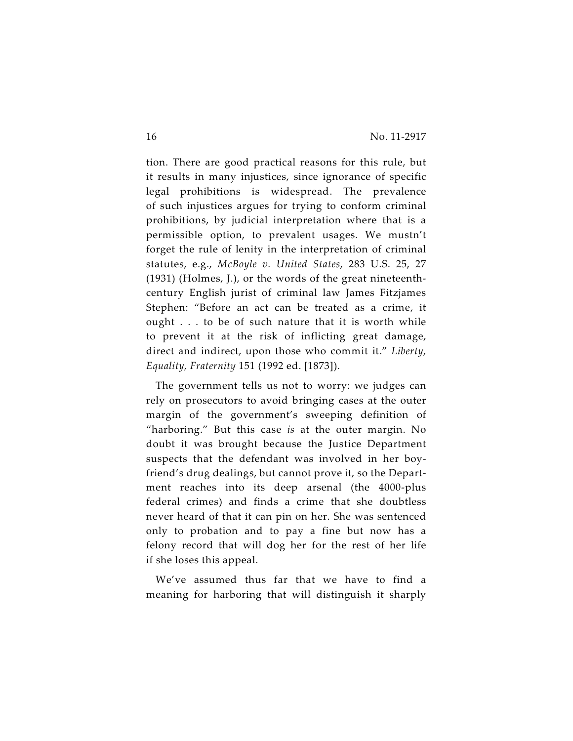tion. There are good practical reasons for this rule, but it results in many injustices, since ignorance of specific legal prohibitions is widespread. The prevalence of such injustices argues for trying to conform criminal prohibitions, by judicial interpretation where that is a permissible option, to prevalent usages. We mustn't forget the rule of lenity in the interpretation of criminal statutes, e.g., *McBoyle v. United States*, 283 U.S. 25, 27 (1931) (Holmes, J.), or the words of the great nineteenth-century English jurist of criminal law James Fitzjames Stephen: "Before an act can be treated as a crime, it ought . . . to be of such nature that it is worth while to prevent it at the risk of inflicting great damage, direct and indirect, upon those who commit it." *Liberty, Equality, Fraternity* 151 (1992 ed. [1873]).

The government tells us not to worry: we judges can rely on prosecutors to avoid bringing cases at the outer margin of the government's sweeping definition of "harboring." But this case *is* at the outer margin. No doubt it was brought because the Justice Department suspects that the defendant was involved in her boyfriend's drug dealings, but cannot prove it, so the Department reaches into its deep arsenal (the 4000-plus federal crimes) and finds a crime that she doubtless never heard of that it can pin on her. She was sentenced only to probation and to pay a fine but now has a felony record that will dog her for the rest of her life if she loses this appeal.

We've assumed thus far that we have to find a meaning for harboring that will distinguish it sharply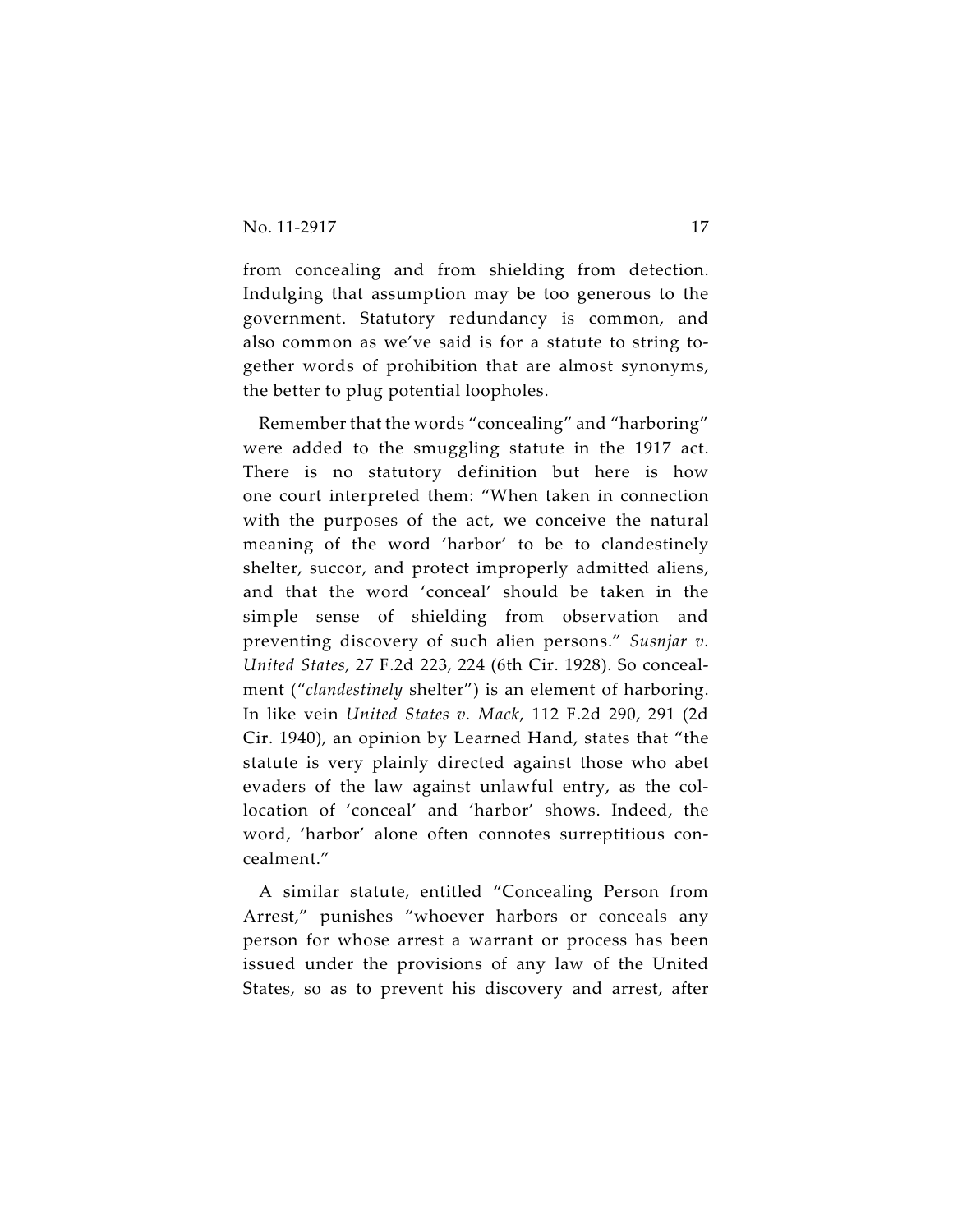from concealing and from shielding from detection. Indulging that assumption may be too generous to the government. Statutory redundancy is common, and also common as we've said is for a statute to string together words of prohibition that are almost synonyms, the better to plug potential loopholes.

Remember that the words "concealing" and "harboring" were added to the smuggling statute in the 1917 act. There is no statutory definition but here is how one court interpreted them: "When taken in connection with the purposes of the act, we conceive the natural meaning of the word 'harbor' to be to clandestinely shelter, succor, and protect improperly admitted aliens, and that the word 'conceal' should be taken in the simple sense of shielding from observation and preventing discovery of such alien persons." *Susnjar v. United States*, 27 F.2d 223, 224 (6th Cir. 1928). So concealment ("*clandestinely* shelter") is an element of harboring. In like vein *United States v. Mack*, 112 F.2d 290, 291 (2d Cir. 1940), an opinion by Learned Hand, states that "the statute is very plainly directed against those who abet evaders of the law against unlawful entry, as the collocation of 'conceal' and 'harbor' shows. Indeed, the word, 'harbor' alone often connotes surreptitious concealment."

A similar statute, entitled "Concealing Person from Arrest," punishes "whoever harbors or conceals any person for whose arrest a warrant or process has been issued under the provisions of any law of the United States, so as to prevent his discovery and arrest, after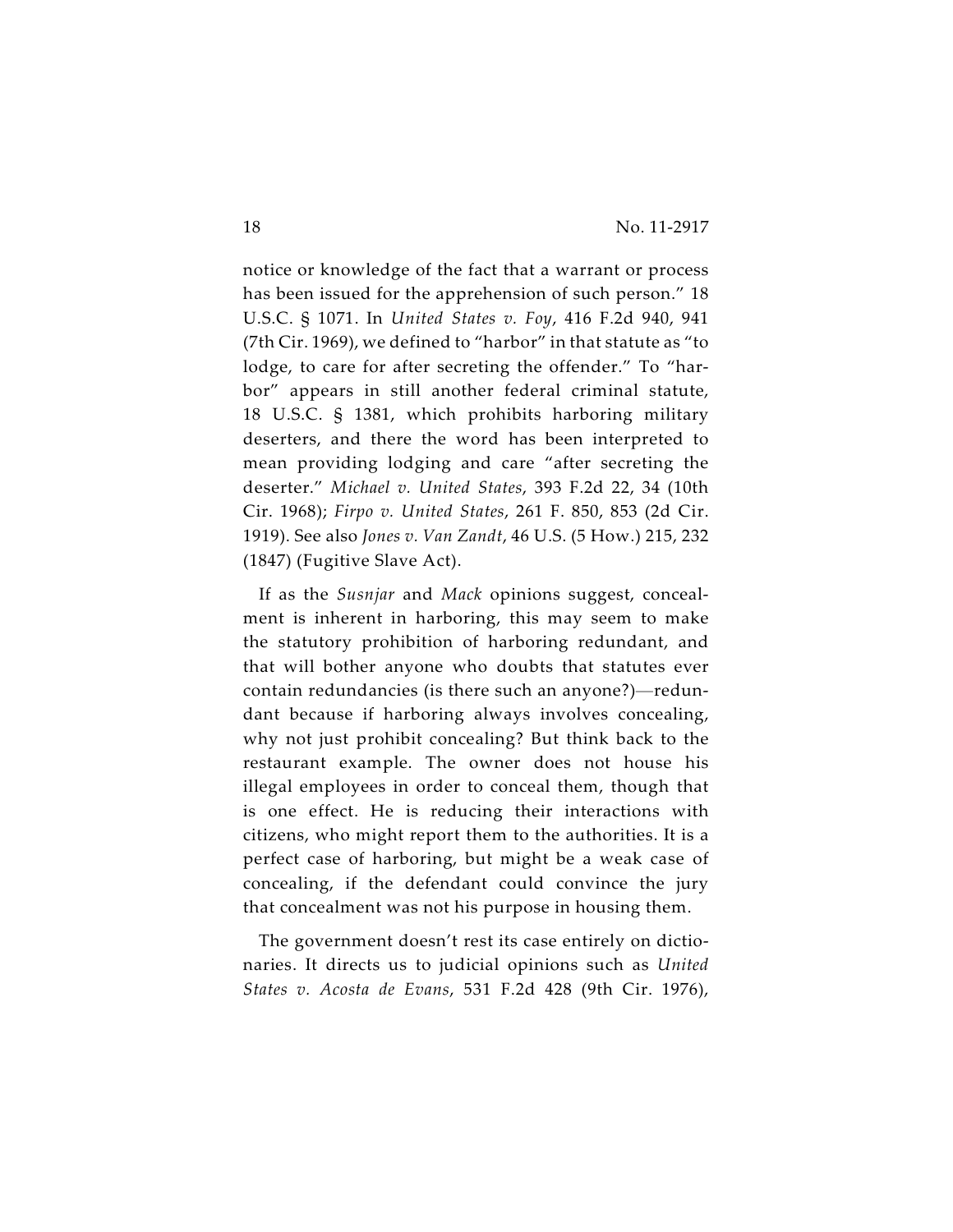notice or knowledge of the fact that a warrant or process has been issued for the apprehension of such person." 18 U.S.C. § 1071. In *United States v. Foy*, 416 F.2d 940, 941 (7th Cir. 1969), we defined to "harbor" in that statute as "to lodge, to care for after secreting the offender." To "harbor" appears in still another federal criminal statute, 18 U.S.C. § 1381, which prohibits harboring military deserters, and there the word has been interpreted to mean providing lodging and care "after secreting the deserter." *Michael v. United States*, 393 F.2d 22, 34 (10th Cir. 1968); *Firpo v. United States*, 261 F. 850, 853 (2d Cir. 1919). See also *Jones v. Van Zandt*, 46 U.S. (5 How.) 215, 232 (1847) (Fugitive Slave Act).

If as the *Susnjar* and *Mack* opinions suggest, concealment is inherent in harboring, this may seem to make the statutory prohibition of harboring redundant, and that will bother anyone who doubts that statutes ever contain redundancies (is there such an anyone?)—redundant because if harboring always involves concealing, why not just prohibit concealing? But think back to the restaurant example. The owner does not house his illegal employees in order to conceal them, though that is one effect. He is reducing their interactions with citizens, who might report them to the authorities. It is a perfect case of harboring, but might be a weak case of concealing, if the defendant could convince the jury that concealment was not his purpose in housing them.

The government doesn't rest its case entirely on dictionaries. It directs us to judicial opinions such as *United States v. Acosta de Evans*, 531 F.2d 428 (9th Cir. 1976),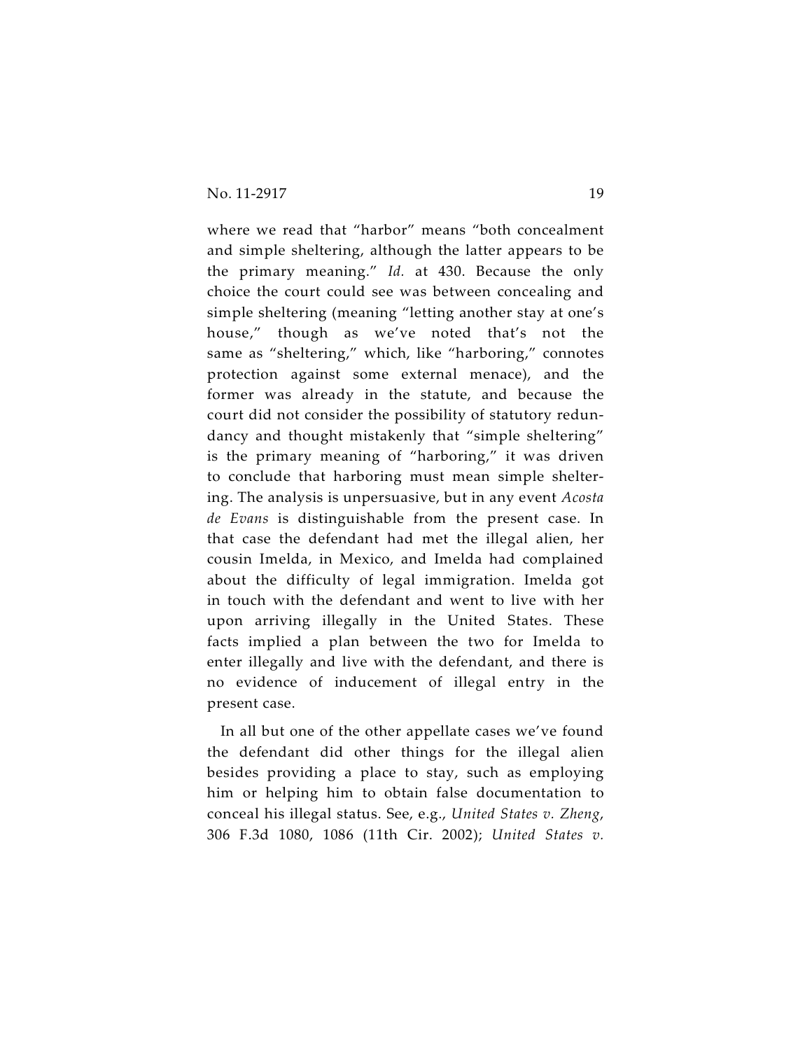where we read that "harbor" means "both concealment and simple sheltering, although the latter appears to be the primary meaning." *Id.* at 430. Because the only choice the court could see was between concealing and simple sheltering (meaning "letting another stay at one's house," though as we've noted that's not the same as "sheltering," which, like "harboring," connotes protection against some external menace), and the former was already in the statute, and because the court did not consider the possibility of statutory redundancy and thought mistakenly that "simple sheltering" is the primary meaning of "harboring," it was driven to conclude that harboring must mean simple sheltering. The analysis is unpersuasive, but in any event *Acosta de Evans* is distinguishable from the present case. In that case the defendant had met the illegal alien, her cousin Imelda, in Mexico, and Imelda had complained about the difficulty of legal immigration. Imelda got in touch with the defendant and went to live with her upon arriving illegally in the United States. These facts implied a plan between the two for Imelda to enter illegally and live with the defendant, and there is no evidence of inducement of illegal entry in the present case.

In all but one of the other appellate cases we've found the defendant did other things for the illegal alien besides providing a place to stay, such as employing him or helping him to obtain false documentation to conceal his illegal status. See, e.g., *United States v. Zheng*, 306 F.3d 1080, 1086 (11th Cir. 2002); *United States v.*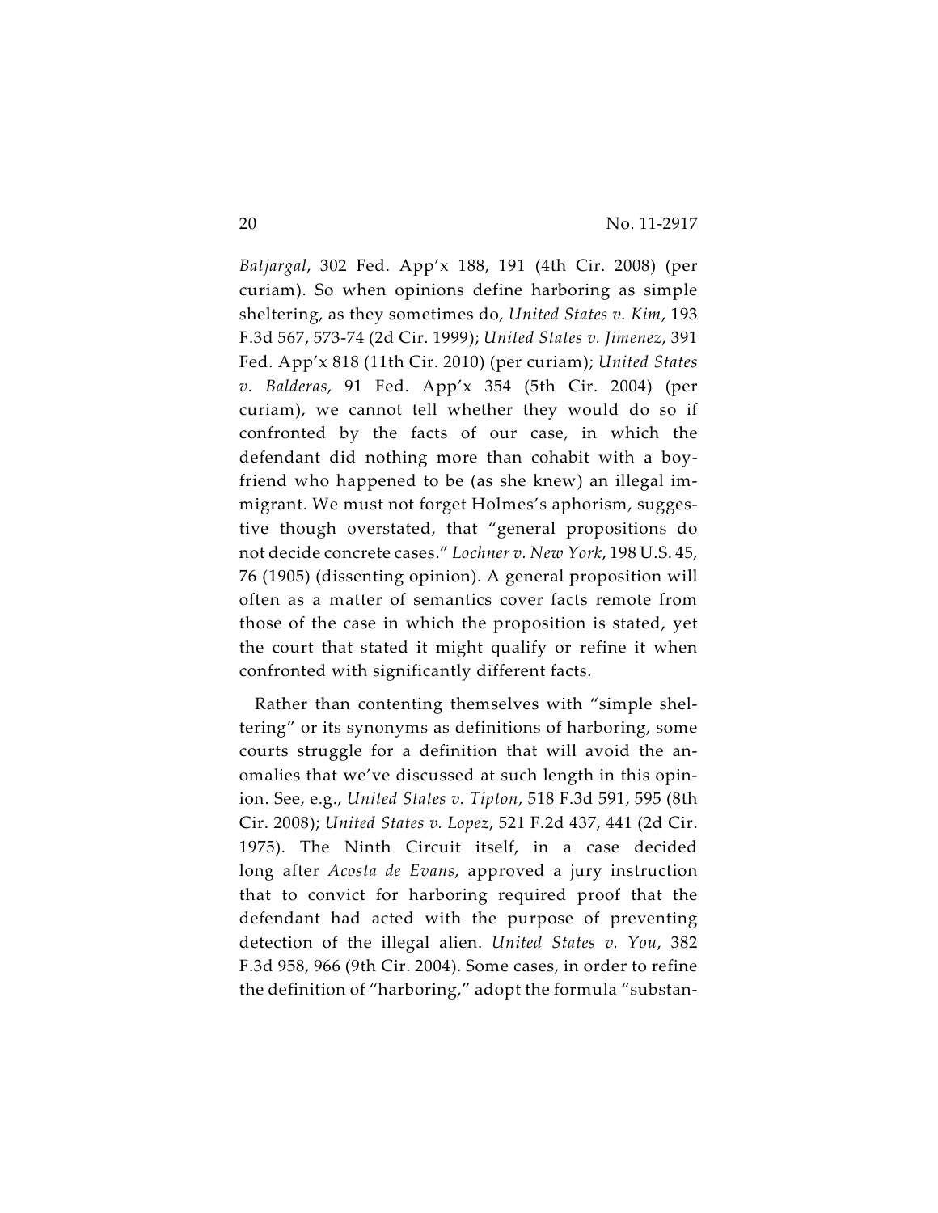*Batjargal*, 302 Fed. App'x 188, 191 (4th Cir. 2008) (per curiam). So when opinions define harboring as simple sheltering, as they sometimes do, *United States v. Kim*, 193 F.3d 567, 573-74 (2d Cir. 1999); *United States v. Jimenez*, 391 Fed. App'x 818 (11th Cir. 2010) (per curiam); *United States v. Balderas*, 91 Fed. App'x 354 (5th Cir. 2004) (per curiam), we cannot tell whether they would do so if confronted by the facts of our case, in which the defendant did nothing more than cohabit with a boyfriend who happened to be (as she knew) an illegal immigrant. We must not forget Holmes's aphorism, suggestive though overstated, that "general propositions do not decide concrete cases." *Lochner v. New York*, 198 U.S. 45, 76 (1905) (dissenting opinion). A general proposition will often as a matter of semantics cover facts remote from those of the case in which the proposition is stated, yet the court that stated it might qualify or refine it when confronted with significantly different facts.

Rather than contenting themselves with "simple sheltering" or its synonyms as definitions of harboring, some courts struggle for a definition that will avoid the anomalies that we've discussed at such length in this opinion. See, e.g., *United States v. Tipton*, 518 F.3d 591, 595 (8th Cir. 2008); *United States v. Lopez*, 521 F.2d 437, 441 (2d Cir. 1975). The Ninth Circuit itself, in a case decided long after *Acosta de Evans*, approved a jury instruction that to convict for harboring required proof that the defendant had acted with the purpose of preventing detection of the illegal alien. *United States v. You*, 382 F.3d 958, 966 (9th Cir. 2004). Some cases, in order to refine the definition of "harboring," adopt the formula "substan-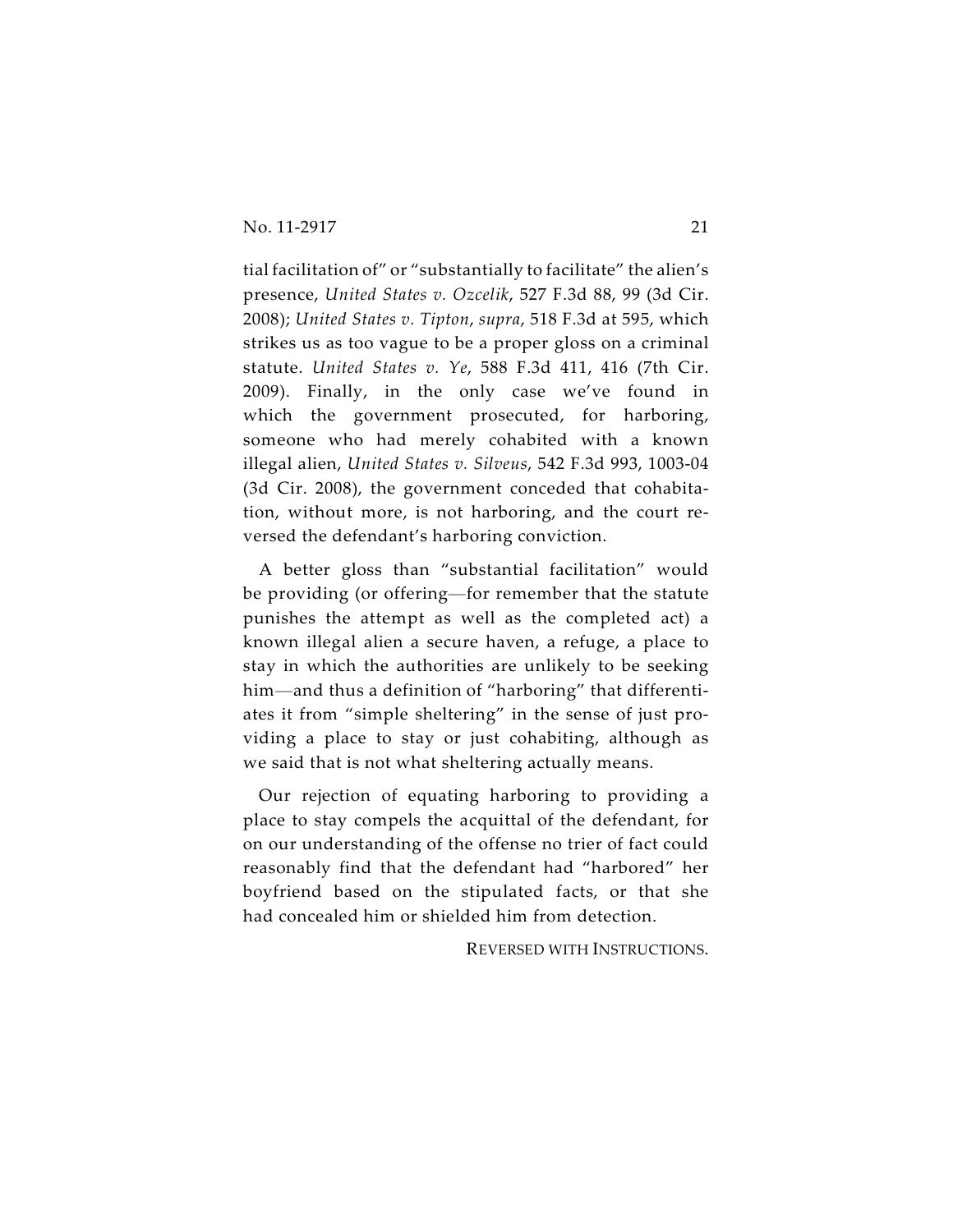tial facilitation of" or "substantially to facilitate" the alien's presence, *United States v. Ozcelik*, 527 F.3d 88, 99 (3d Cir. 2008); *United States v. Tipton*, *supra*, 518 F.3d at 595, which strikes us as too vague to be a proper gloss on a criminal statute. *United States v. Ye*, 588 F.3d 411, 416 (7th Cir. 2009). Finally, in the only case we've found in which the government prosecuted, for harboring, someone who had merely cohabited with a known illegal alien, *United States v. Silveus*, 542 F.3d 993, 1003-04 (3d Cir. 2008), the government conceded that cohabitation, without more, is not harboring, and the court reversed the defendant's harboring conviction.

A better gloss than "substantial facilitation" would be providing (or offering—for remember that the statute punishes the attempt as well as the completed act) a known illegal alien a secure haven, a refuge, a place to stay in which the authorities are unlikely to be seeking him—and thus a definition of "harboring" that differentiates it from "simple sheltering" in the sense of just providing a place to stay or just cohabiting, although as we said that is not what sheltering actually means.

Our rejection of equating harboring to providing a place to stay compels the acquittal of the defendant, for on our understanding of the offense no trier of fact could reasonably find that the defendant had "harbored" her boyfriend based on the stipulated facts, or that she had concealed him or shielded him from detection.

REVERSED WITH INSTRUCTIONS.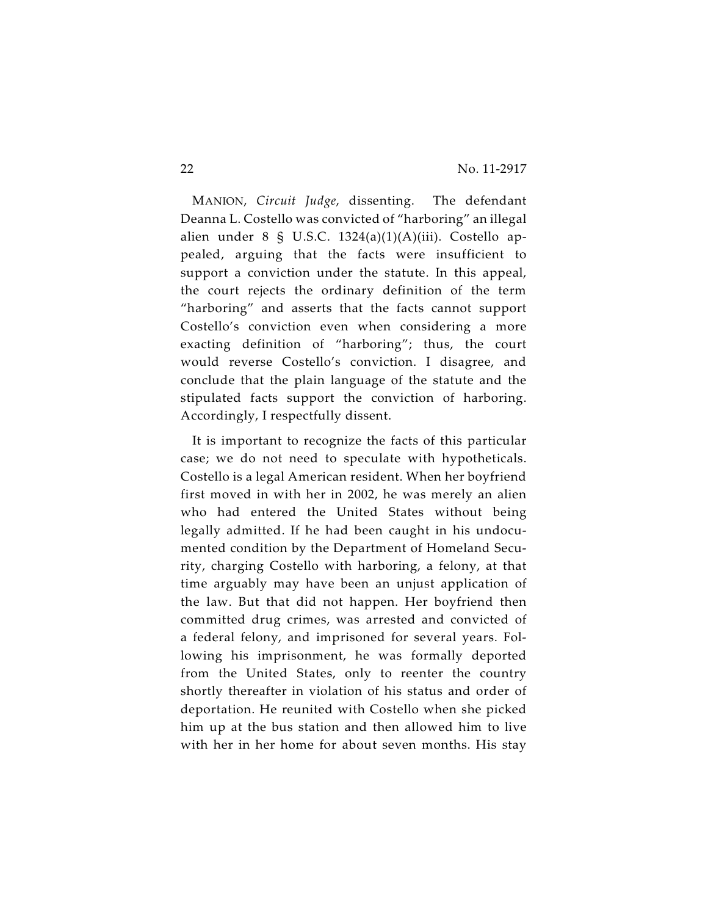MANION, *Circuit Judge*, dissenting. The defendant Deanna L. Costello was convicted of "harboring" an illegal alien under 8 § U.S.C. 1324(a)(1)(A)(iii). Costello appealed, arguing that the facts were insufficient to support a conviction under the statute. In this appeal, the court rejects the ordinary definition of the term "harboring" and asserts that the facts cannot support Costello's conviction even when considering a more exacting definition of "harboring"; thus, the court would reverse Costello's conviction. I disagree, and conclude that the plain language of the statute and the stipulated facts support the conviction of harboring. Accordingly, I respectfully dissent.

It is important to recognize the facts of this particular case; we do not need to speculate with hypotheticals. Costello is a legal American resident. When her boyfriend first moved in with her in 2002, he was merely an alien who had entered the United States without being legally admitted. If he had been caught in his undocumented condition by the Department of Homeland Security, charging Costello with harboring, a felony, at that time arguably may have been an unjust application of the law. But that did not happen. Her boyfriend then committed drug crimes, was arrested and convicted of a federal felony, and imprisoned for several years. Following his imprisonment, he was formally deported from the United States, only to reenter the country shortly thereafter in violation of his status and order of deportation. He reunited with Costello when she picked him up at the bus station and then allowed him to live with her in her home for about seven months. His stay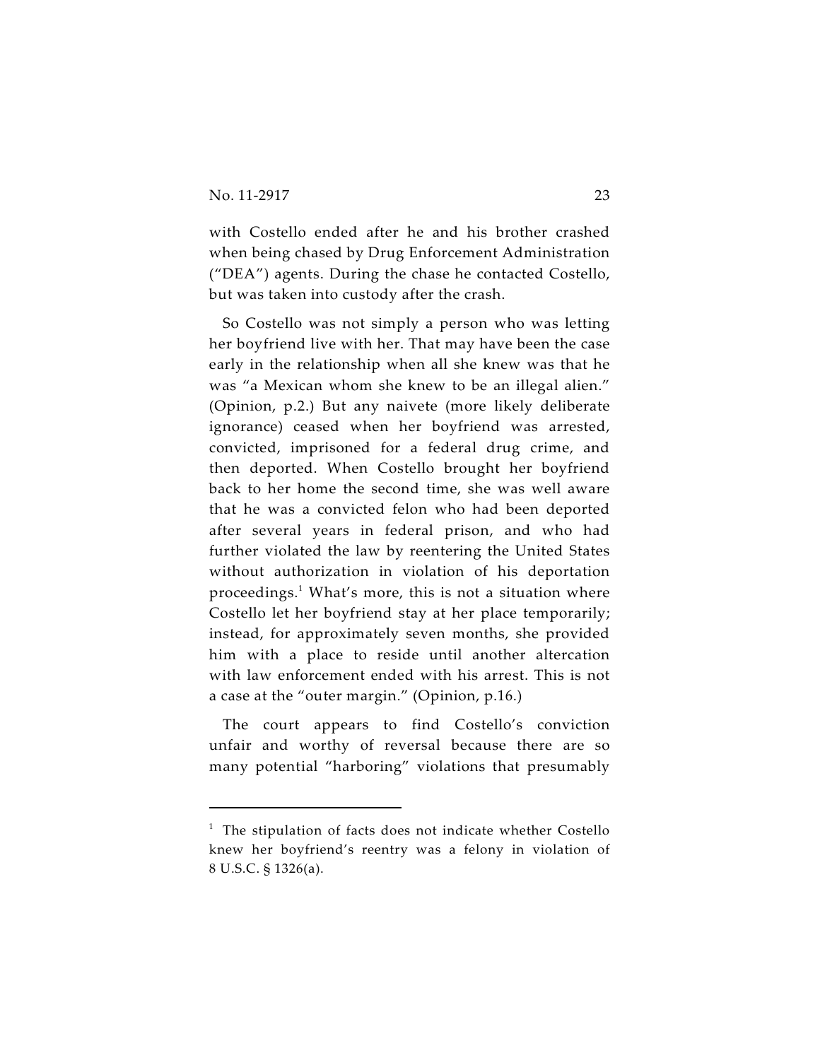with Costello ended after he and his brother crashed when being chased by Drug Enforcement Administration ("DEA") agents. During the chase he contacted Costello, but was taken into custody after the crash.

So Costello was not simply a person who was letting her boyfriend live with her. That may have been the case early in the relationship when all she knew was that he was "a Mexican whom she knew to be an illegal alien." (Opinion, p.2.) But any naivete (more likely deliberate ignorance) ceased when her boyfriend was arrested, convicted, imprisoned for a federal drug crime, and then deported. When Costello brought her boyfriend back to her home the second time, she was well aware that he was a convicted felon who had been deported after several years in federal prison, and who had further violated the law by reentering the United States without authorization in violation of his deportation proceedings.[1] What's more, this is not a situation where Costello let her boyfriend stay at her place temporarily; instead, for approximately seven months, she provided him with a place to reside until another altercation with law enforcement ended with his arrest. This is not a case at the "outer margin." (Opinion, p.16.)

The court appears to find Costello's conviction unfair and worthy of reversal because there are so many potential "harboring" violations that presumably

---

[1] The stipulation of facts does not indicate whether Costello knew her boyfriend's reentry was a felony in violation of 8 U.S.C. § 1326(a).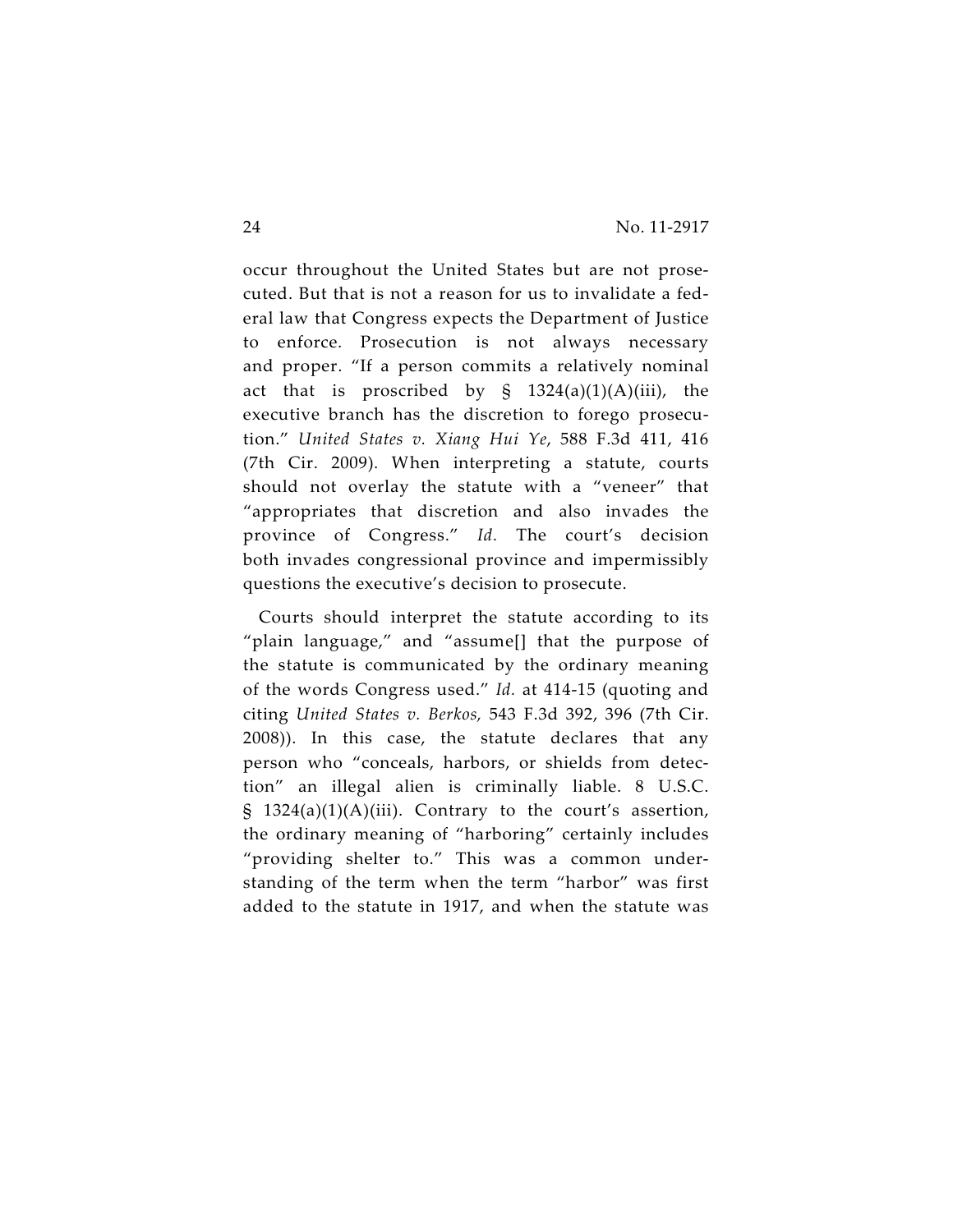occur throughout the United States but are not prosecuted. But that is not a reason for us to invalidate a federal law that Congress expects the Department of Justice to enforce. Prosecution is not always necessary and proper. "If a person commits a relatively nominal act that is proscribed by § 1324(a)(1)(A)(iii), the executive branch has the discretion to forego prosecution." *United States v. Xiang Hui Ye*, 588 F.3d 411, 416 (7th Cir. 2009). When interpreting a statute, courts should not overlay the statute with a "veneer" that "appropriates that discretion and also invades the province of Congress." *Id.* The court's decision both invades congressional province and impermissibly questions the executive's decision to prosecute.

Courts should interpret the statute according to its "plain language," and "assume[] that the purpose of the statute is communicated by the ordinary meaning of the words Congress used." *Id.* at 414-15 (quoting and citing *United States v. Berkos,* 543 F.3d 392, 396 (7th Cir. 2008)). In this case, the statute declares that any person who "conceals, harbors, or shields from detection" an illegal alien is criminally liable. 8 U.S.C. § 1324(a)(1)(A)(iii). Contrary to the court's assertion, the ordinary meaning of "harboring" certainly includes "providing shelter to." This was a common understanding of the term when the term "harbor" was first added to the statute in 1917, and when the statute was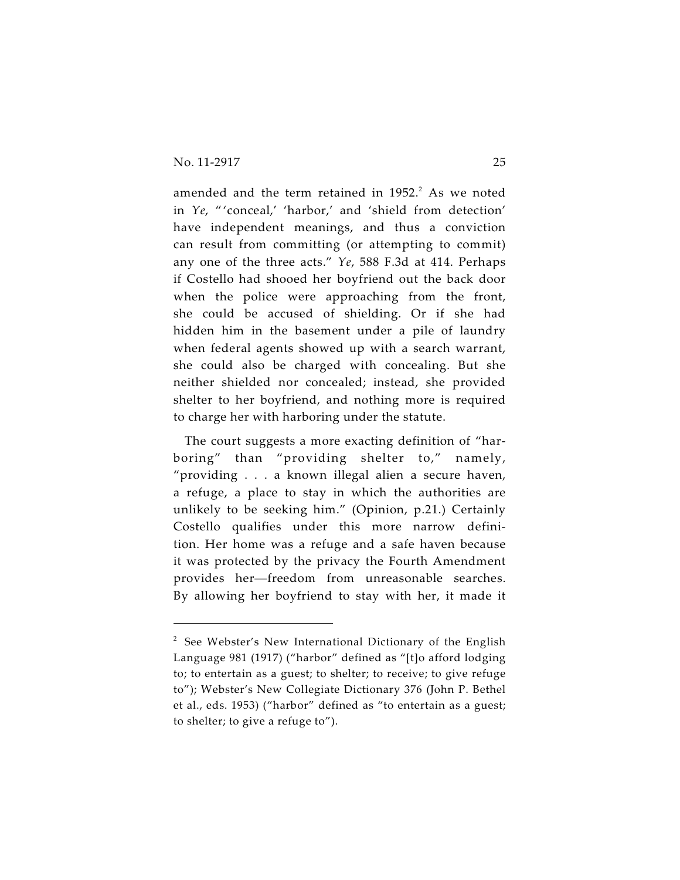amended and the term retained in 1952.[2] As we noted in *Ye*, "'conceal,' 'harbor,' and 'shield from detection' have independent meanings, and thus a conviction can result from committing (or attempting to commit) any one of the three acts." *Ye*, 588 F.3d at 414. Perhaps if Costello had shooed her boyfriend out the back door when the police were approaching from the front, she could be accused of shielding. Or if she had hidden him in the basement under a pile of laundry when federal agents showed up with a search warrant, she could also be charged with concealing. But she neither shielded nor concealed; instead, she provided shelter to her boyfriend, and nothing more is required to charge her with harboring under the statute.

The court suggests a more exacting definition of "harboring" than "providing shelter to," namely, "providing . . . a known illegal alien a secure haven, a refuge, a place to stay in which the authorities are unlikely to be seeking him." (Opinion, p.21.) Certainly Costello qualifies under this more narrow definition. Her home was a refuge and a safe haven because it was protected by the privacy the Fourth Amendment provides her—freedom from unreasonable searches. By allowing her boyfriend to stay with her, it made it

---

[2] See Webster's New International Dictionary of the English Language 981 (1917) ("harbor" defined as "[t]o afford lodging to; to entertain as a guest; to shelter; to receive; to give refuge to"); Webster's New Collegiate Dictionary 376 (John P. Bethel et al., eds. 1953) ("harbor" defined as "to entertain as a guest; to shelter; to give a refuge to").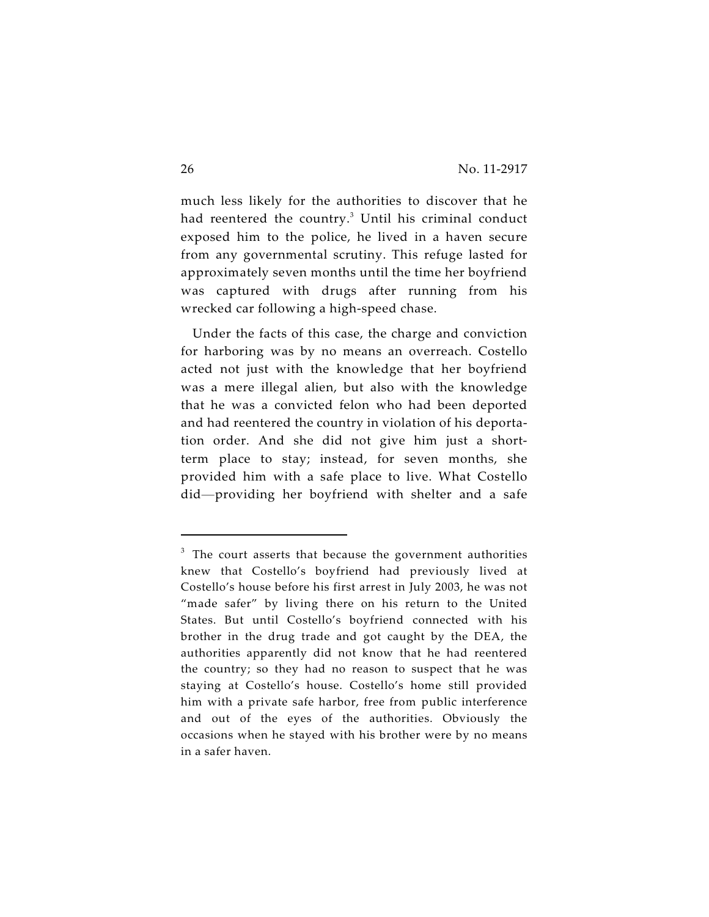much less likely for the authorities to discover that he had reentered the country.[3] Until his criminal conduct exposed him to the police, he lived in a haven secure from any governmental scrutiny. This refuge lasted for approximately seven months until the time her boyfriend was captured with drugs after running from his wrecked car following a high-speed chase.

Under the facts of this case, the charge and conviction for harboring was by no means an overreach. Costello acted not just with the knowledge that her boyfriend was a mere illegal alien, but also with the knowledge that he was a convicted felon who had been deported and had reentered the country in violation of his deportation order. And she did not give him just a short-term place to stay; instead, for seven months, she provided him with a safe place to live. What Costello did—providing her boyfriend with shelter and a safe

---

[3] The court asserts that because the government authorities knew that Costello's boyfriend had previously lived at Costello's house before his first arrest in July 2003, he was not "made safer" by living there on his return to the United States. But until Costello's boyfriend connected with his brother in the drug trade and got caught by the DEA, the authorities apparently did not know that he had reentered the country; so they had no reason to suspect that he was staying at Costello's house. Costello's home still provided him with a private safe harbor, free from public interference and out of the eyes of the authorities. Obviously the occasions when he stayed with his brother were by no means in a safer haven.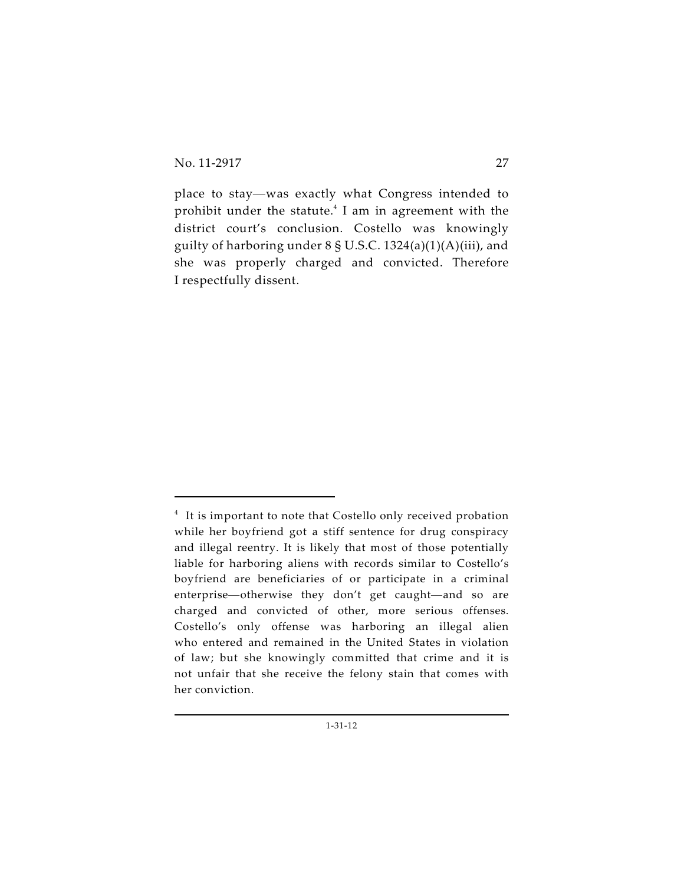place to stay—was exactly what Congress intended to prohibit under the statute.[4] I am in agreement with the district court's conclusion. Costello was knowingly guilty of harboring under 8 § U.S.C. 1324(a)(1)(A)(iii), and she was properly charged and convicted. Therefore I respectfully dissent.

---

[4] It is important to note that Costello only received probation while her boyfriend got a stiff sentence for drug conspiracy and illegal reentry. It is likely that most of those potentially liable for harboring aliens with records similar to Costello's boyfriend are beneficiaries of or participate in a criminal enterprise—otherwise they don't get caught—and so are charged and convicted of other, more serious offenses. Costello's only offense was harboring an illegal alien who entered and remained in the United States in violation of law; but she knowingly committed that crime and it is not unfair that she receive the felony stain that comes with her conviction.

---

1-31-12